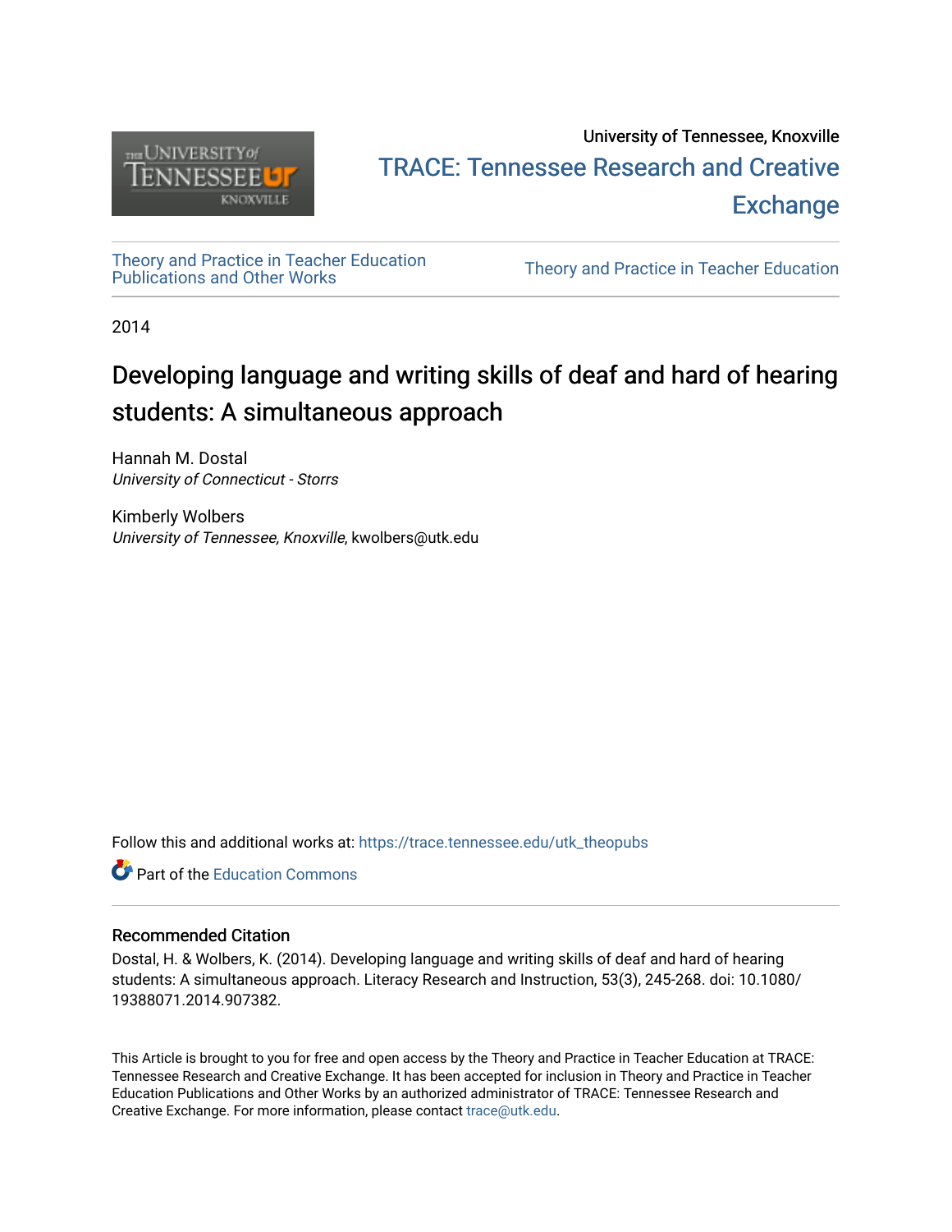University of Tennessee, Knoxville

TRACE: Tennessee Research and Creative Exchange

Theory and Practice in Teacher Education Publications and Other Works

Theory and Practice in Teacher Education

2014

# Developing language and writing skills of deaf and hard of hearing students: A simultaneous approach

Hannah M. Dostal
*University of Connecticut - Storrs*

Kimberly Wolbers
*University of Tennessee, Knoxville*, kwolbers@utk.edu

Follow this and additional works at: https://trace.tennessee.edu/utk_theopubs

Part of the Education Commons

## Recommended Citation

Dostal, H. & Wolbers, K. (2014). Developing language and writing skills of deaf and hard of hearing students: A simultaneous approach. Literacy Research and Instruction, 53(3), 245-268. doi: 10.1080/19388071.2014.907382.

This Article is brought to you for free and open access by the Theory and Practice in Teacher Education at TRACE: Tennessee Research and Creative Exchange. It has been accepted for inclusion in Theory and Practice in Teacher Education Publications and Other Works by an authorized administrator of TRACE: Tennessee Research and Creative Exchange. For more information, please contact trace@utk.edu.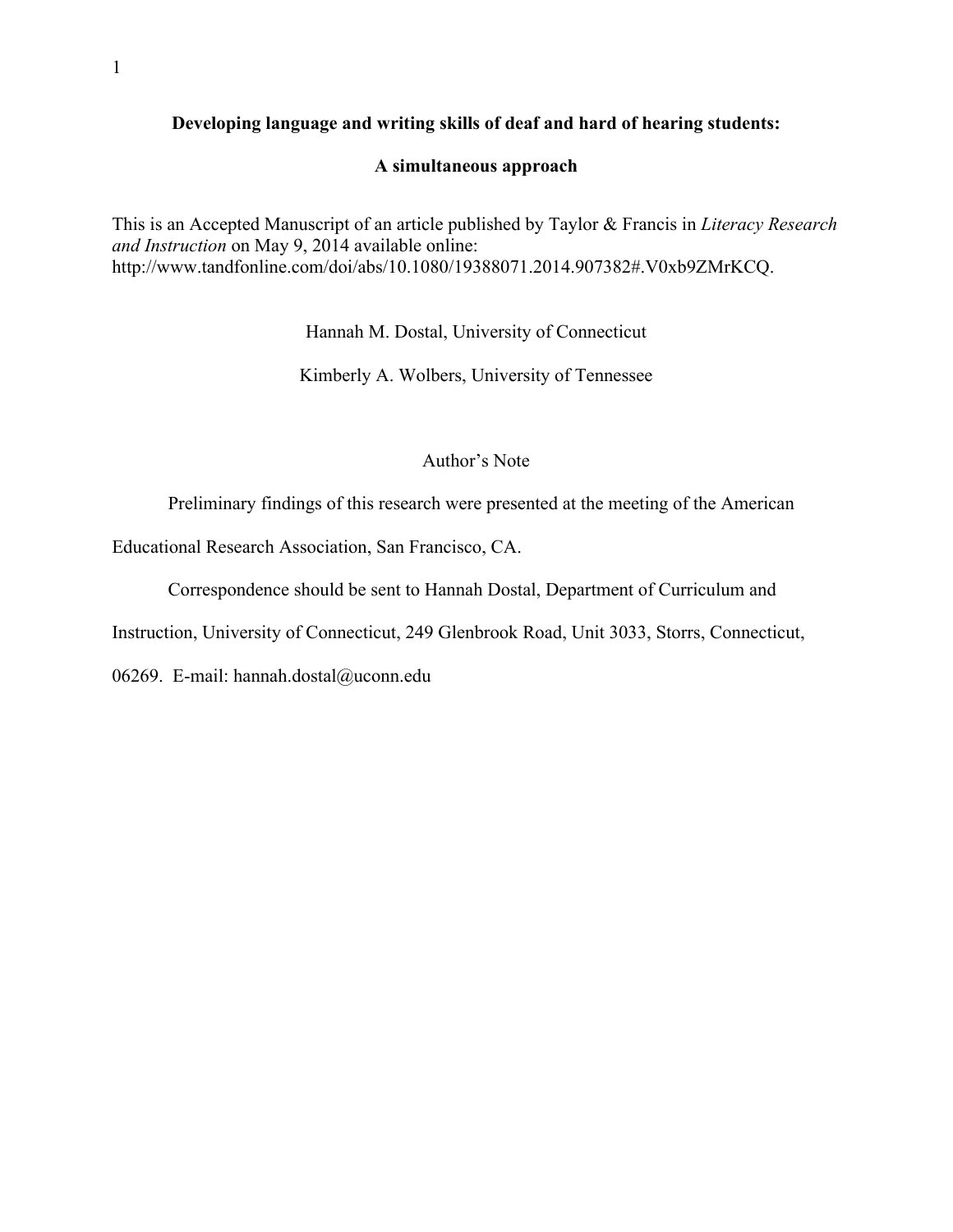**Developing language and writing skills of deaf and hard of hearing students:**

**A simultaneous approach**

This is an Accepted Manuscript of an article published by Taylor & Francis in *Literacy Research and Instruction* on May 9, 2014 available online: http://www.tandfonline.com/doi/abs/10.1080/19388071.2014.907382#.V0xb9ZMrKCQ.

Hannah M. Dostal, University of Connecticut

Kimberly A. Wolbers, University of Tennessee

Author's Note

Preliminary findings of this research were presented at the meeting of the American Educational Research Association, San Francisco, CA.

Correspondence should be sent to Hannah Dostal, Department of Curriculum and Instruction, University of Connecticut, 249 Glenbrook Road, Unit 3033, Storrs, Connecticut, 06269. E-mail: hannah.dostal@uconn.edu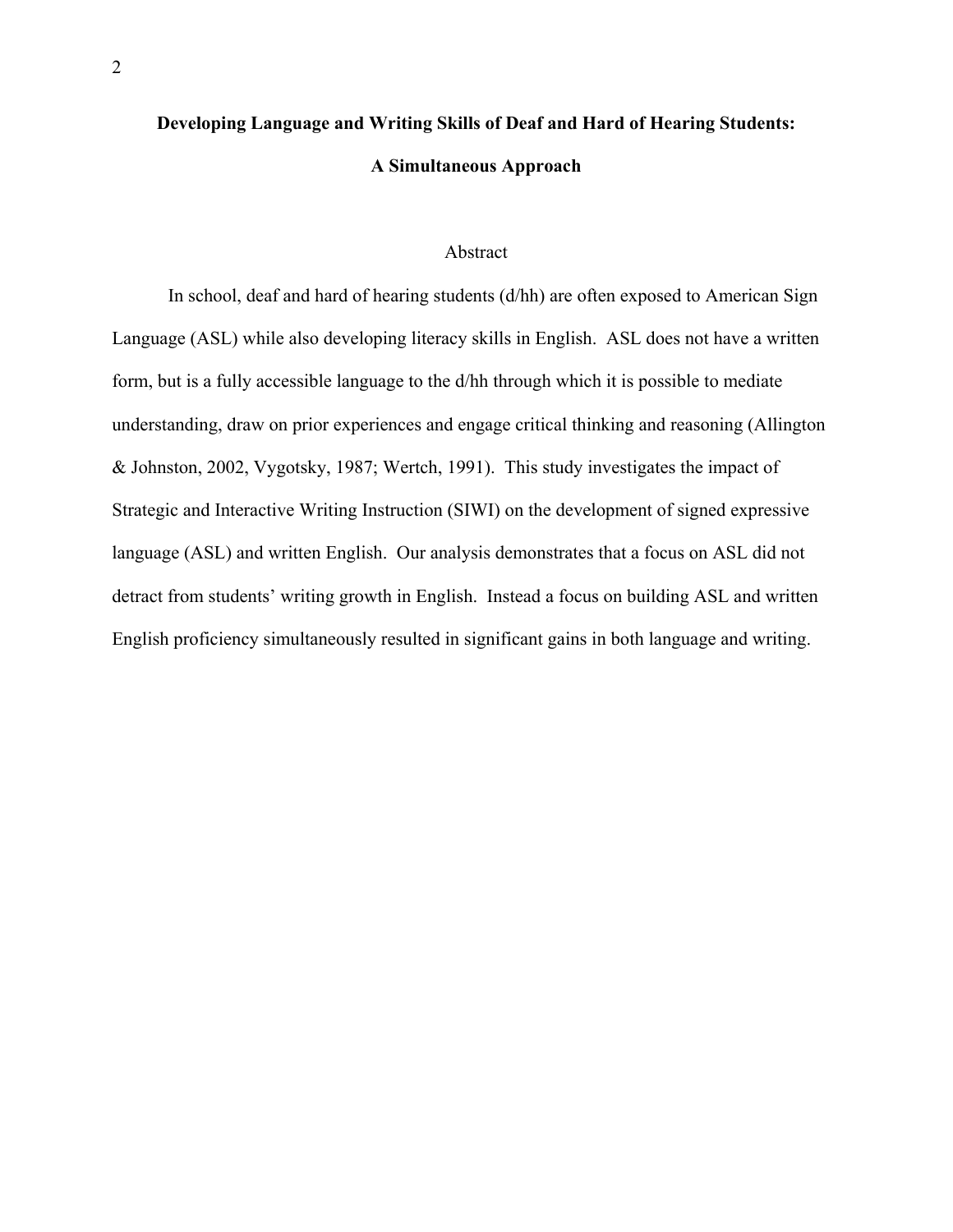# Developing Language and Writing Skills of Deaf and Hard of Hearing Students: A Simultaneous Approach

## Abstract

In school, deaf and hard of hearing students (d/hh) are often exposed to American Sign Language (ASL) while also developing literacy skills in English. ASL does not have a written form, but is a fully accessible language to the d/hh through which it is possible to mediate understanding, draw on prior experiences and engage critical thinking and reasoning (Allington & Johnston, 2002, Vygotsky, 1987; Wertch, 1991). This study investigates the impact of Strategic and Interactive Writing Instruction (SIWI) on the development of signed expressive language (ASL) and written English. Our analysis demonstrates that a focus on ASL did not detract from students' writing growth in English. Instead a focus on building ASL and written English proficiency simultaneously resulted in significant gains in both language and writing.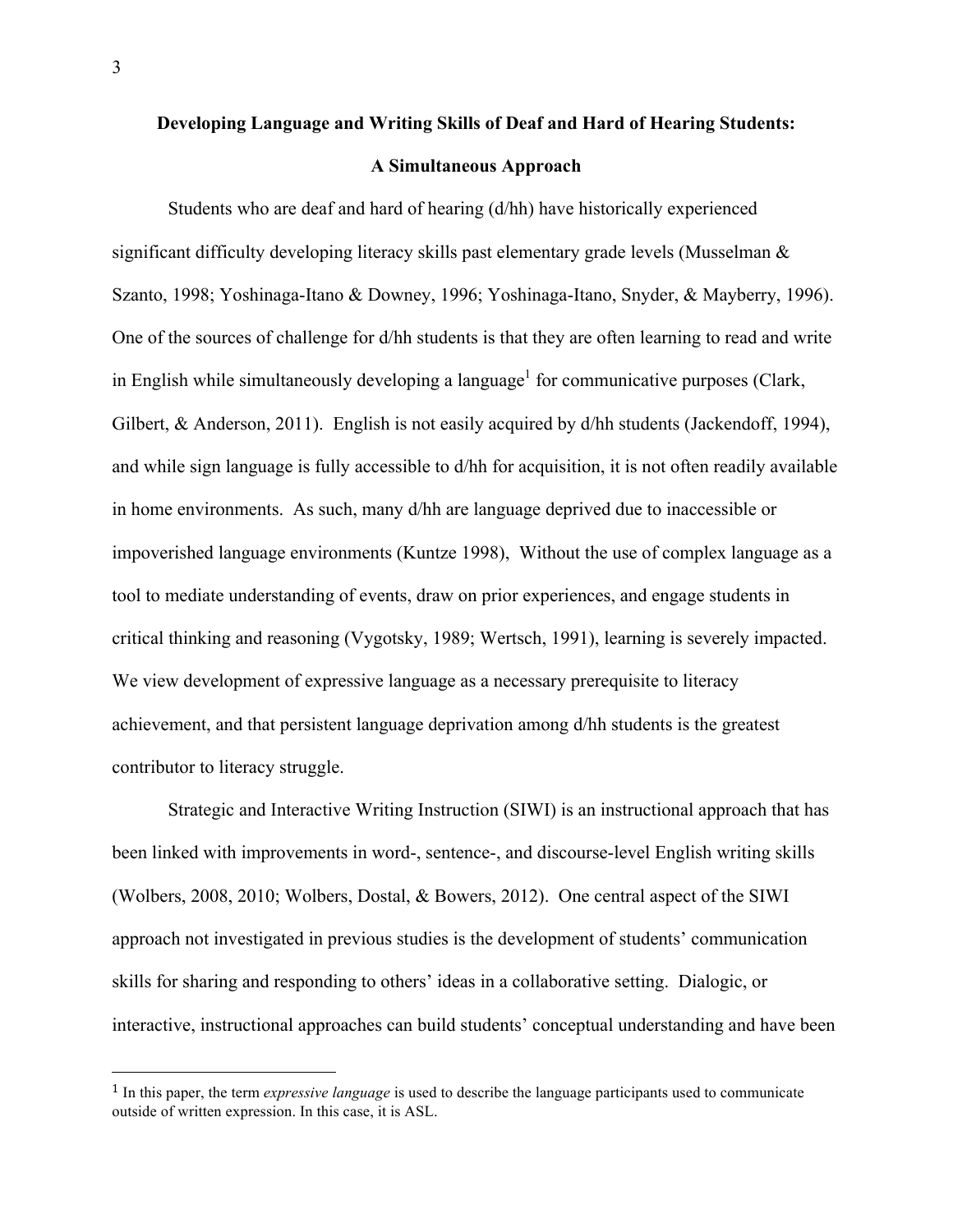**Developing Language and Writing Skills of Deaf and Hard of Hearing Students: A Simultaneous Approach**

Students who are deaf and hard of hearing (d/hh) have historically experienced significant difficulty developing literacy skills past elementary grade levels (Musselman & Szanto, 1998; Yoshinaga-Itano & Downey, 1996; Yoshinaga-Itano, Snyder, & Mayberry, 1996). One of the sources of challenge for d/hh students is that they are often learning to read and write in English while simultaneously developing a language[1] for communicative purposes (Clark, Gilbert, & Anderson, 2011). English is not easily acquired by d/hh students (Jackendoff, 1994), and while sign language is fully accessible to d/hh for acquisition, it is not often readily available in home environments. As such, many d/hh are language deprived due to inaccessible or impoverished language environments (Kuntze 1998), Without the use of complex language as a tool to mediate understanding of events, draw on prior experiences, and engage students in critical thinking and reasoning (Vygotsky, 1989; Wertsch, 1991), learning is severely impacted. We view development of expressive language as a necessary prerequisite to literacy achievement, and that persistent language deprivation among d/hh students is the greatest contributor to literacy struggle.

Strategic and Interactive Writing Instruction (SIWI) is an instructional approach that has been linked with improvements in word-, sentence-, and discourse-level English writing skills (Wolbers, 2008, 2010; Wolbers, Dostal, & Bowers, 2012). One central aspect of the SIWI approach not investigated in previous studies is the development of students' communication skills for sharing and responding to others' ideas in a collaborative setting. Dialogic, or interactive, instructional approaches can build students' conceptual understanding and have been

[1] In this paper, the term *expressive language* is used to describe the language participants used to communicate outside of written expression. In this case, it is ASL.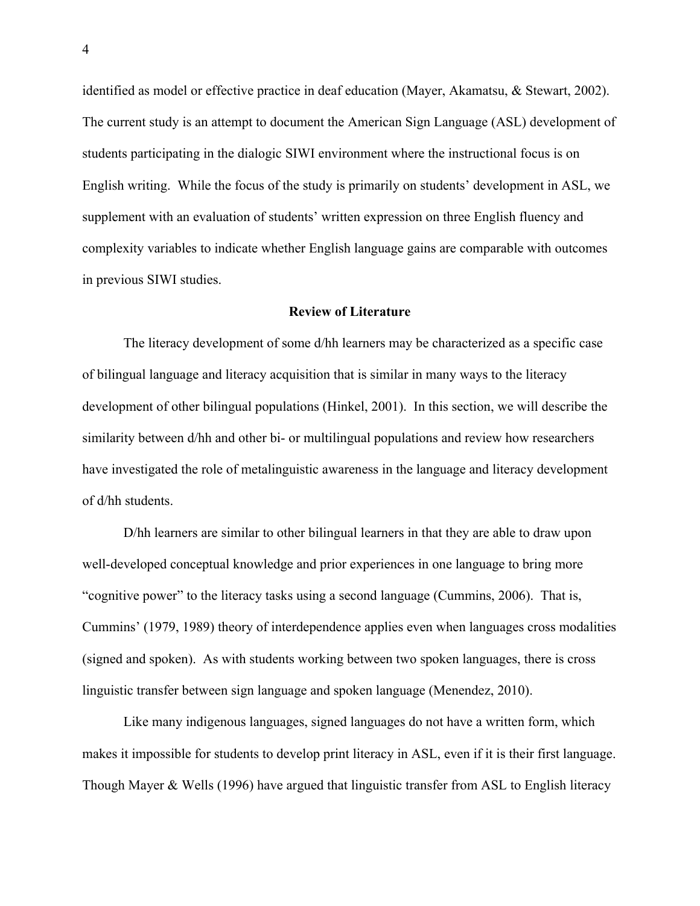identified as model or effective practice in deaf education (Mayer, Akamatsu, & Stewart, 2002). The current study is an attempt to document the American Sign Language (ASL) development of students participating in the dialogic SIWI environment where the instructional focus is on English writing. While the focus of the study is primarily on students' development in ASL, we supplement with an evaluation of students' written expression on three English fluency and complexity variables to indicate whether English language gains are comparable with outcomes in previous SIWI studies.

## Review of Literature

The literacy development of some d/hh learners may be characterized as a specific case of bilingual language and literacy acquisition that is similar in many ways to the literacy development of other bilingual populations (Hinkel, 2001). In this section, we will describe the similarity between d/hh and other bi- or multilingual populations and review how researchers have investigated the role of metalinguistic awareness in the language and literacy development of d/hh students.

D/hh learners are similar to other bilingual learners in that they are able to draw upon well-developed conceptual knowledge and prior experiences in one language to bring more "cognitive power" to the literacy tasks using a second language (Cummins, 2006). That is, Cummins' (1979, 1989) theory of interdependence applies even when languages cross modalities (signed and spoken). As with students working between two spoken languages, there is cross linguistic transfer between sign language and spoken language (Menendez, 2010).

Like many indigenous languages, signed languages do not have a written form, which makes it impossible for students to develop print literacy in ASL, even if it is their first language. Though Mayer & Wells (1996) have argued that linguistic transfer from ASL to English literacy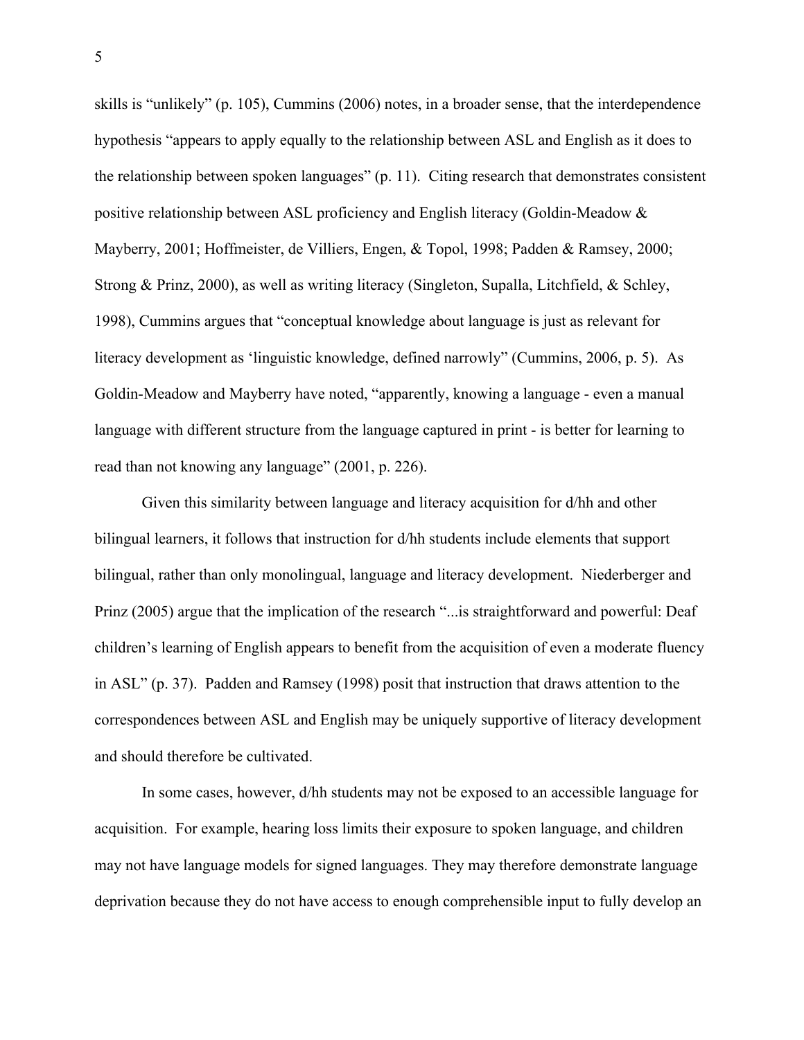skills is "unlikely" (p. 105), Cummins (2006) notes, in a broader sense, that the interdependence hypothesis "appears to apply equally to the relationship between ASL and English as it does to the relationship between spoken languages" (p. 11). Citing research that demonstrates consistent positive relationship between ASL proficiency and English literacy (Goldin-Meadow & Mayberry, 2001; Hoffmeister, de Villiers, Engen, & Topol, 1998; Padden & Ramsey, 2000; Strong & Prinz, 2000), as well as writing literacy (Singleton, Supalla, Litchfield, & Schley, 1998), Cummins argues that "conceptual knowledge about language is just as relevant for literacy development as 'linguistic knowledge, defined narrowly" (Cummins, 2006, p. 5). As Goldin-Meadow and Mayberry have noted, "apparently, knowing a language - even a manual language with different structure from the language captured in print - is better for learning to read than not knowing any language" (2001, p. 226).

Given this similarity between language and literacy acquisition for d/hh and other bilingual learners, it follows that instruction for d/hh students include elements that support bilingual, rather than only monolingual, language and literacy development. Niederberger and Prinz (2005) argue that the implication of the research "...is straightforward and powerful: Deaf children's learning of English appears to benefit from the acquisition of even a moderate fluency in ASL" (p. 37). Padden and Ramsey (1998) posit that instruction that draws attention to the correspondences between ASL and English may be uniquely supportive of literacy development and should therefore be cultivated.

In some cases, however, d/hh students may not be exposed to an accessible language for acquisition. For example, hearing loss limits their exposure to spoken language, and children may not have language models for signed languages. They may therefore demonstrate language deprivation because they do not have access to enough comprehensible input to fully develop an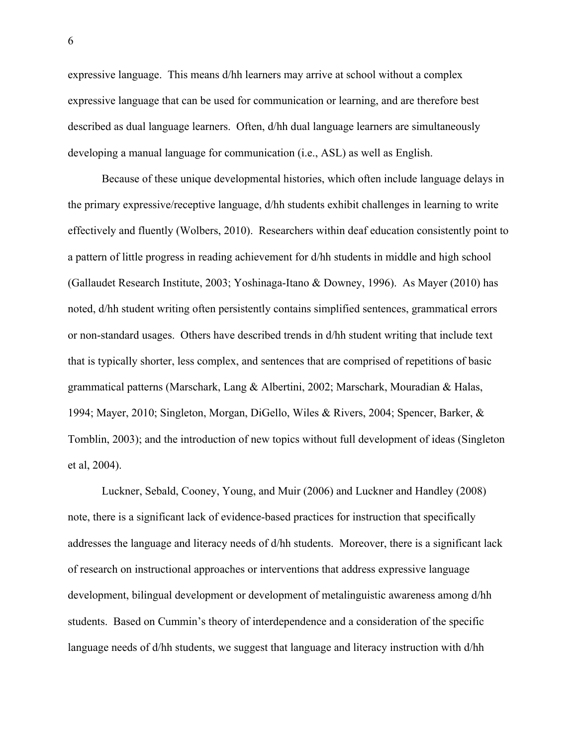expressive language. This means d/hh learners may arrive at school without a complex expressive language that can be used for communication or learning, and are therefore best described as dual language learners. Often, d/hh dual language learners are simultaneously developing a manual language for communication (i.e., ASL) as well as English.

Because of these unique developmental histories, which often include language delays in the primary expressive/receptive language, d/hh students exhibit challenges in learning to write effectively and fluently (Wolbers, 2010). Researchers within deaf education consistently point to a pattern of little progress in reading achievement for d/hh students in middle and high school (Gallaudet Research Institute, 2003; Yoshinaga-Itano & Downey, 1996). As Mayer (2010) has noted, d/hh student writing often persistently contains simplified sentences, grammatical errors or non-standard usages. Others have described trends in d/hh student writing that include text that is typically shorter, less complex, and sentences that are comprised of repetitions of basic grammatical patterns (Marschark, Lang & Albertini, 2002; Marschark, Mouradian & Halas, 1994; Mayer, 2010; Singleton, Morgan, DiGello, Wiles & Rivers, 2004; Spencer, Barker, & Tomblin, 2003); and the introduction of new topics without full development of ideas (Singleton et al, 2004).

Luckner, Sebald, Cooney, Young, and Muir (2006) and Luckner and Handley (2008) note, there is a significant lack of evidence-based practices for instruction that specifically addresses the language and literacy needs of d/hh students. Moreover, there is a significant lack of research on instructional approaches or interventions that address expressive language development, bilingual development or development of metalinguistic awareness among d/hh students. Based on Cummin's theory of interdependence and a consideration of the specific language needs of d/hh students, we suggest that language and literacy instruction with d/hh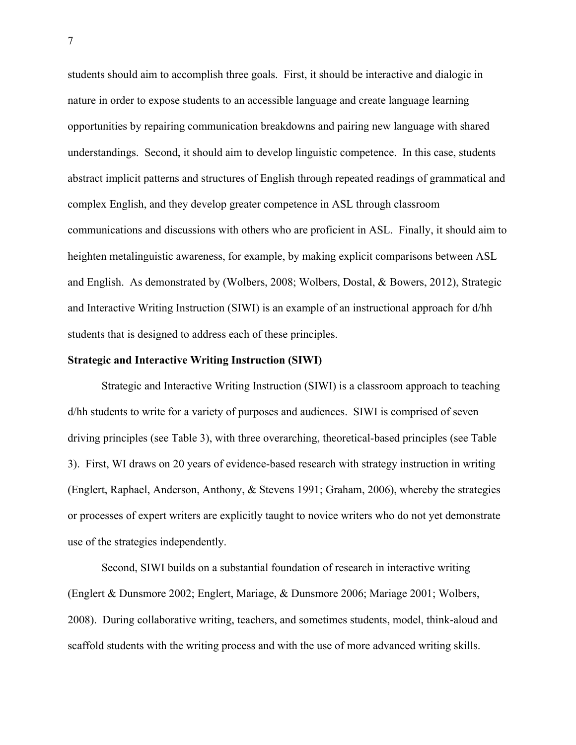students should aim to accomplish three goals. First, it should be interactive and dialogic in nature in order to expose students to an accessible language and create language learning opportunities by repairing communication breakdowns and pairing new language with shared understandings. Second, it should aim to develop linguistic competence. In this case, students abstract implicit patterns and structures of English through repeated readings of grammatical and complex English, and they develop greater competence in ASL through classroom communications and discussions with others who are proficient in ASL. Finally, it should aim to heighten metalinguistic awareness, for example, by making explicit comparisons between ASL and English. As demonstrated by (Wolbers, 2008; Wolbers, Dostal, & Bowers, 2012), Strategic and Interactive Writing Instruction (SIWI) is an example of an instructional approach for d/hh students that is designed to address each of these principles.

**Strategic and Interactive Writing Instruction (SIWI)**

Strategic and Interactive Writing Instruction (SIWI) is a classroom approach to teaching d/hh students to write for a variety of purposes and audiences. SIWI is comprised of seven driving principles (see Table 3), with three overarching, theoretical-based principles (see Table 3). First, WI draws on 20 years of evidence-based research with strategy instruction in writing (Englert, Raphael, Anderson, Anthony, & Stevens 1991; Graham, 2006), whereby the strategies or processes of expert writers are explicitly taught to novice writers who do not yet demonstrate use of the strategies independently.

Second, SIWI builds on a substantial foundation of research in interactive writing (Englert & Dunsmore 2002; Englert, Mariage, & Dunsmore 2006; Mariage 2001; Wolbers, 2008). During collaborative writing, teachers, and sometimes students, model, think-aloud and scaffold students with the writing process and with the use of more advanced writing skills.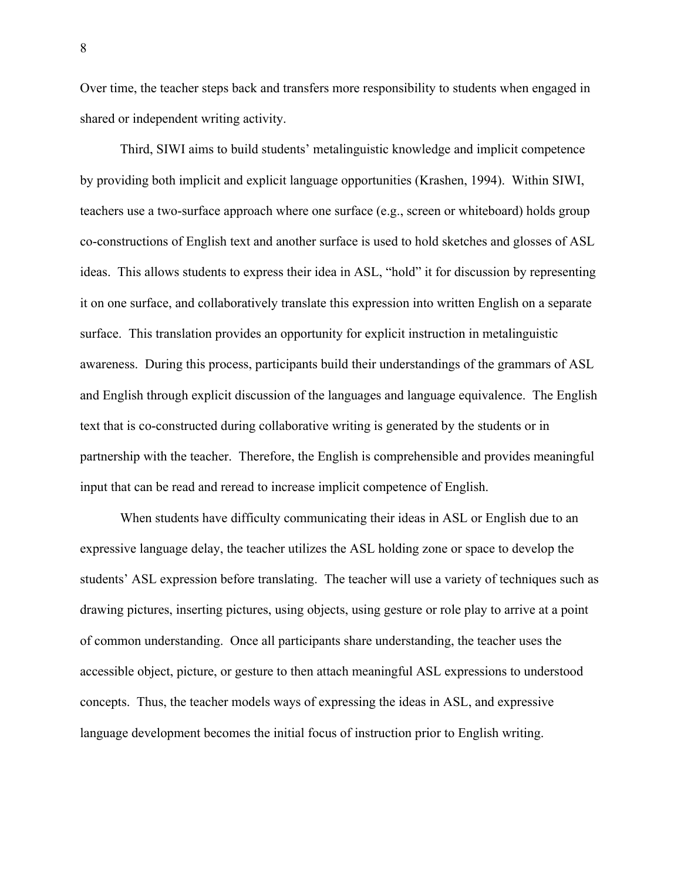Over time, the teacher steps back and transfers more responsibility to students when engaged in shared or independent writing activity.

Third, SIWI aims to build students' metalinguistic knowledge and implicit competence by providing both implicit and explicit language opportunities (Krashen, 1994). Within SIWI, teachers use a two-surface approach where one surface (e.g., screen or whiteboard) holds group co-constructions of English text and another surface is used to hold sketches and glosses of ASL ideas. This allows students to express their idea in ASL, "hold" it for discussion by representing it on one surface, and collaboratively translate this expression into written English on a separate surface. This translation provides an opportunity for explicit instruction in metalinguistic awareness. During this process, participants build their understandings of the grammars of ASL and English through explicit discussion of the languages and language equivalence. The English text that is co-constructed during collaborative writing is generated by the students or in partnership with the teacher. Therefore, the English is comprehensible and provides meaningful input that can be read and reread to increase implicit competence of English.

When students have difficulty communicating their ideas in ASL or English due to an expressive language delay, the teacher utilizes the ASL holding zone or space to develop the students' ASL expression before translating. The teacher will use a variety of techniques such as drawing pictures, inserting pictures, using objects, using gesture or role play to arrive at a point of common understanding. Once all participants share understanding, the teacher uses the accessible object, picture, or gesture to then attach meaningful ASL expressions to understood concepts. Thus, the teacher models ways of expressing the ideas in ASL, and expressive language development becomes the initial focus of instruction prior to English writing.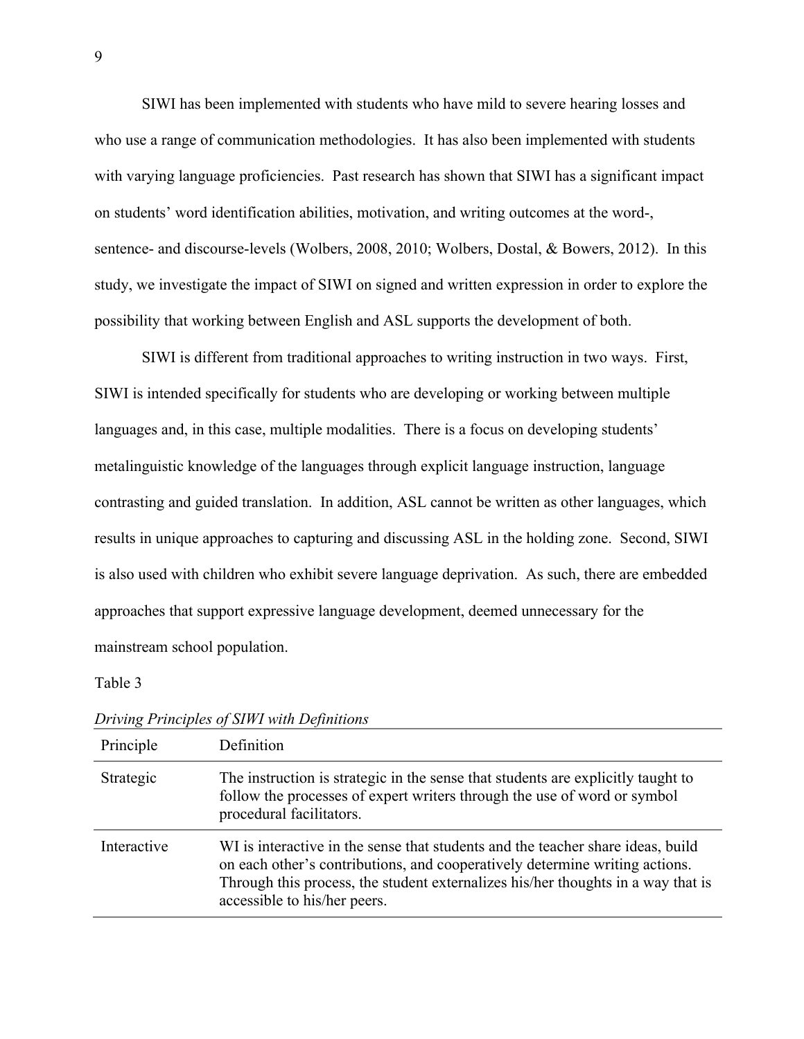SIWI has been implemented with students who have mild to severe hearing losses and who use a range of communication methodologies. It has also been implemented with students with varying language proficiencies. Past research has shown that SIWI has a significant impact on students' word identification abilities, motivation, and writing outcomes at the word-, sentence- and discourse-levels (Wolbers, 2008, 2010; Wolbers, Dostal, & Bowers, 2012). In this study, we investigate the impact of SIWI on signed and written expression in order to explore the possibility that working between English and ASL supports the development of both.

SIWI is different from traditional approaches to writing instruction in two ways. First, SIWI is intended specifically for students who are developing or working between multiple languages and, in this case, multiple modalities. There is a focus on developing students' metalinguistic knowledge of the languages through explicit language instruction, language contrasting and guided translation. In addition, ASL cannot be written as other languages, which results in unique approaches to capturing and discussing ASL in the holding zone. Second, SIWI is also used with children who exhibit severe language deprivation. As such, there are embedded approaches that support expressive language development, deemed unnecessary for the mainstream school population.

Table 3

*Driving Principles of SIWI with Definitions*

| Principle | Definition |
| --- | --- |
| Strategic | The instruction is strategic in the sense that students are explicitly taught to follow the processes of expert writers through the use of word or symbol procedural facilitators. |
| Interactive | WI is interactive in the sense that students and the teacher share ideas, build on each other's contributions, and cooperatively determine writing actions. Through this process, the student externalizes his/her thoughts in a way that is accessible to his/her peers. |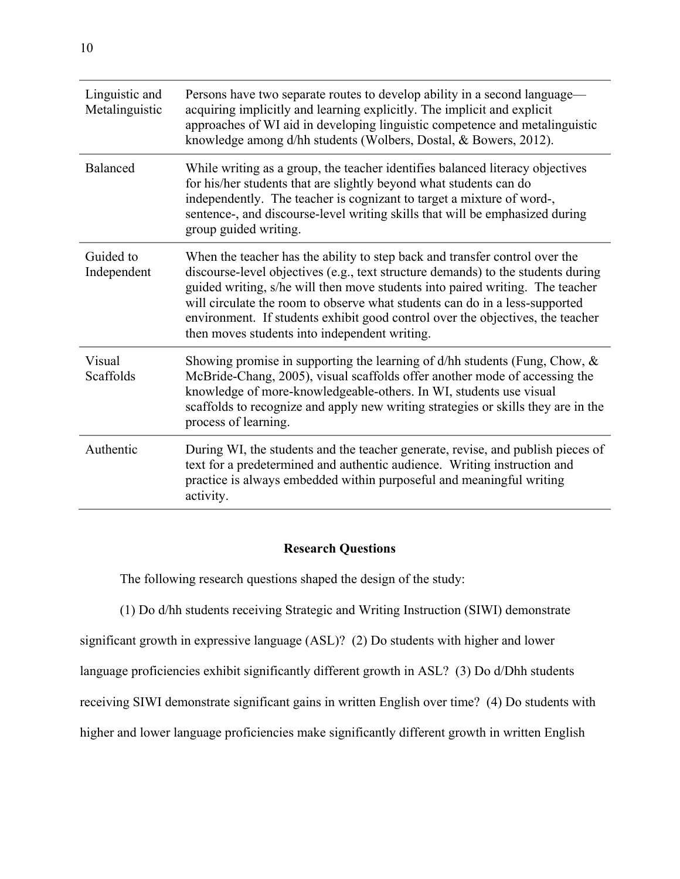| | |
|---|---|
| Linguistic and Metalinguistic | Persons have two separate routes to develop ability in a second language—acquiring implicitly and learning explicitly. The implicit and explicit approaches of WI aid in developing linguistic competence and metalinguistic knowledge among d/hh students (Wolbers, Dostal, & Bowers, 2012). |
| Balanced | While writing as a group, the teacher identifies balanced literacy objectives for his/her students that are slightly beyond what students can do independently. The teacher is cognizant to target a mixture of word-, sentence-, and discourse-level writing skills that will be emphasized during group guided writing. |
| Guided to Independent | When the teacher has the ability to step back and transfer control over the discourse-level objectives (e.g., text structure demands) to the students during guided writing, s/he will then move students into paired writing. The teacher will circulate the room to observe what students can do in a less-supported environment. If students exhibit good control over the objectives, the teacher then moves students into independent writing. |
| Visual Scaffolds | Showing promise in supporting the learning of d/hh students (Fung, Chow, & McBride-Chang, 2005), visual scaffolds offer another mode of accessing the knowledge of more-knowledgeable-others. In WI, students use visual scaffolds to recognize and apply new writing strategies or skills they are in the process of learning. |
| Authentic | During WI, the students and the teacher generate, revise, and publish pieces of text for a predetermined and authentic audience. Writing instruction and practice is always embedded within purposeful and meaningful writing activity. |

## Research Questions

The following research questions shaped the design of the study:

(1) Do d/hh students receiving Strategic and Writing Instruction (SIWI) demonstrate significant growth in expressive language (ASL)? (2) Do students with higher and lower language proficiencies exhibit significantly different growth in ASL? (3) Do d/Dhh students receiving SIWI demonstrate significant gains in written English over time? (4) Do students with higher and lower language proficiencies make significantly different growth in written English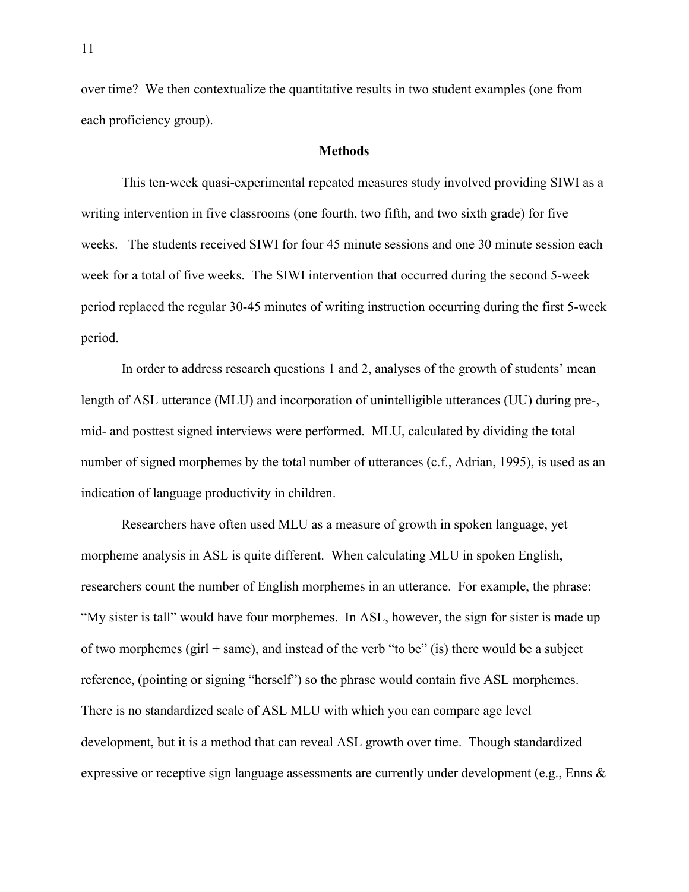over time? We then contextualize the quantitative results in two student examples (one from each proficiency group).

## Methods

This ten-week quasi-experimental repeated measures study involved providing SIWI as a writing intervention in five classrooms (one fourth, two fifth, and two sixth grade) for five weeks. The students received SIWI for four 45 minute sessions and one 30 minute session each week for a total of five weeks. The SIWI intervention that occurred during the second 5-week period replaced the regular 30-45 minutes of writing instruction occurring during the first 5-week period.

In order to address research questions 1 and 2, analyses of the growth of students' mean length of ASL utterance (MLU) and incorporation of unintelligible utterances (UU) during pre-, mid- and posttest signed interviews were performed. MLU, calculated by dividing the total number of signed morphemes by the total number of utterances (c.f., Adrian, 1995), is used as an indication of language productivity in children.

Researchers have often used MLU as a measure of growth in spoken language, yet morpheme analysis in ASL is quite different. When calculating MLU in spoken English, researchers count the number of English morphemes in an utterance. For example, the phrase: "My sister is tall" would have four morphemes. In ASL, however, the sign for sister is made up of two morphemes (girl + same), and instead of the verb "to be" (is) there would be a subject reference, (pointing or signing "herself") so the phrase would contain five ASL morphemes. There is no standardized scale of ASL MLU with which you can compare age level development, but it is a method that can reveal ASL growth over time. Though standardized expressive or receptive sign language assessments are currently under development (e.g., Enns &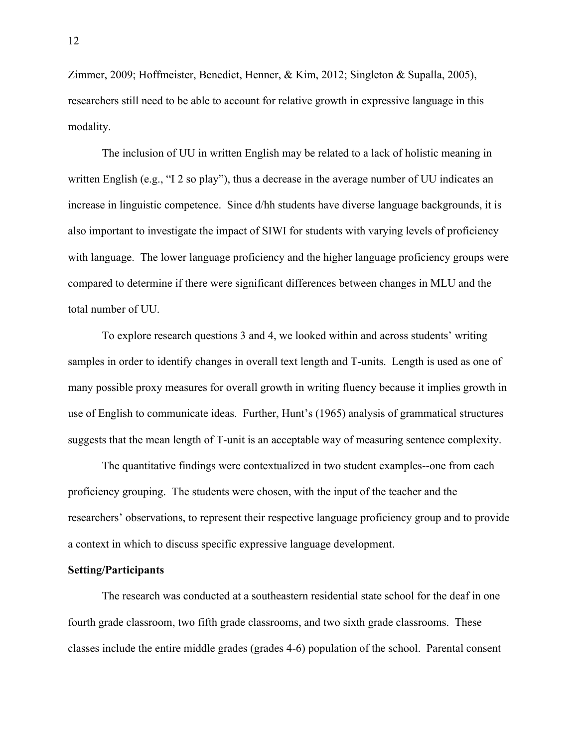Zimmer, 2009; Hoffmeister, Benedict, Henner, & Kim, 2012; Singleton & Supalla, 2005), researchers still need to be able to account for relative growth in expressive language in this modality.

The inclusion of UU in written English may be related to a lack of holistic meaning in written English (e.g., "I 2 so play"), thus a decrease in the average number of UU indicates an increase in linguistic competence. Since d/hh students have diverse language backgrounds, it is also important to investigate the impact of SIWI for students with varying levels of proficiency with language. The lower language proficiency and the higher language proficiency groups were compared to determine if there were significant differences between changes in MLU and the total number of UU.

To explore research questions 3 and 4, we looked within and across students' writing samples in order to identify changes in overall text length and T-units. Length is used as one of many possible proxy measures for overall growth in writing fluency because it implies growth in use of English to communicate ideas. Further, Hunt's (1965) analysis of grammatical structures suggests that the mean length of T-unit is an acceptable way of measuring sentence complexity.

The quantitative findings were contextualized in two student examples--one from each proficiency grouping. The students were chosen, with the input of the teacher and the researchers' observations, to represent their respective language proficiency group and to provide a context in which to discuss specific expressive language development.

**Setting/Participants**

The research was conducted at a southeastern residential state school for the deaf in one fourth grade classroom, two fifth grade classrooms, and two sixth grade classrooms. These classes include the entire middle grades (grades 4-6) population of the school. Parental consent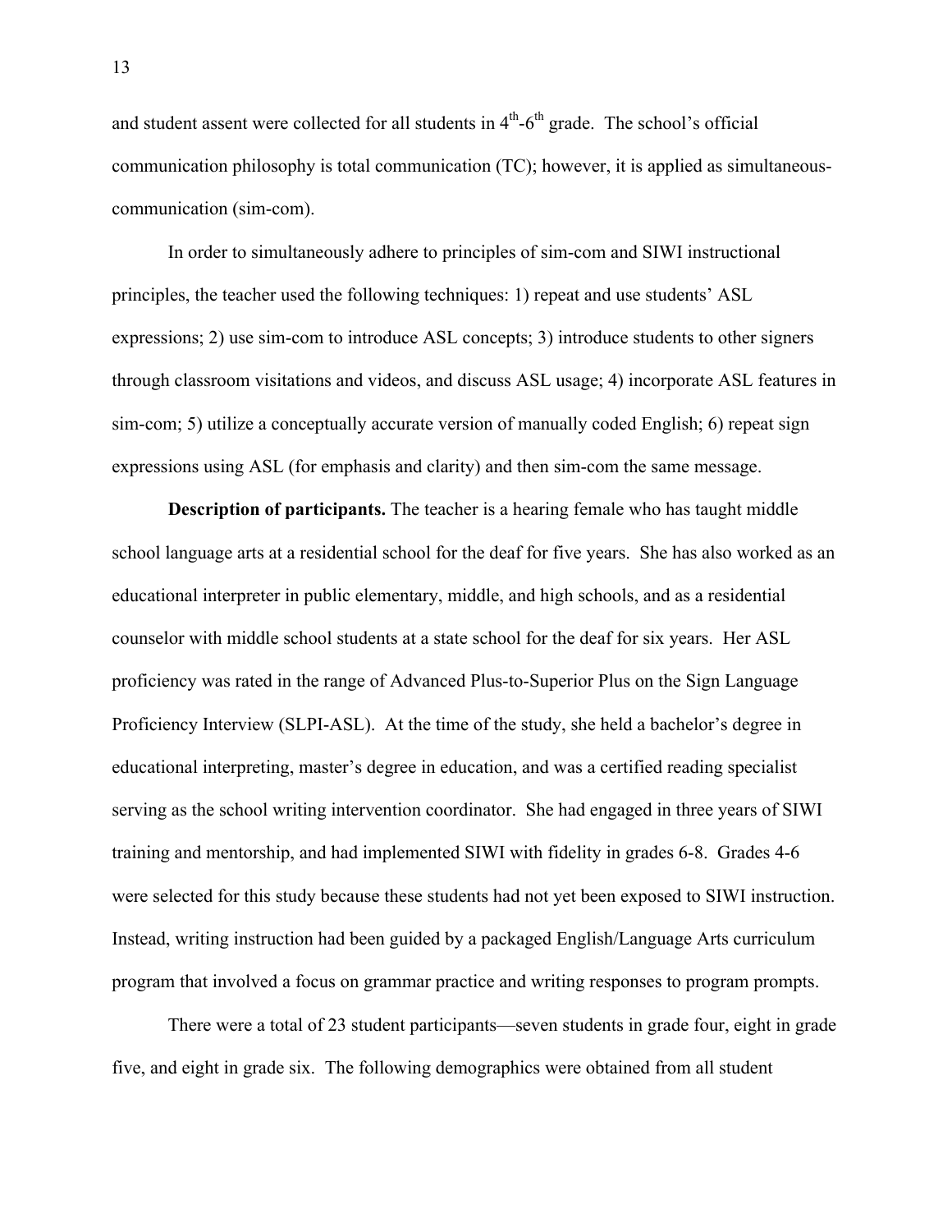and student assent were collected for all students in 4th-6th grade. The school's official communication philosophy is total communication (TC); however, it is applied as simultaneous-communication (sim-com).

In order to simultaneously adhere to principles of sim-com and SIWI instructional principles, the teacher used the following techniques: 1) repeat and use students' ASL expressions; 2) use sim-com to introduce ASL concepts; 3) introduce students to other signers through classroom visitations and videos, and discuss ASL usage; 4) incorporate ASL features in sim-com; 5) utilize a conceptually accurate version of manually coded English; 6) repeat sign expressions using ASL (for emphasis and clarity) and then sim-com the same message.

**Description of participants.** The teacher is a hearing female who has taught middle school language arts at a residential school for the deaf for five years. She has also worked as an educational interpreter in public elementary, middle, and high schools, and as a residential counselor with middle school students at a state school for the deaf for six years. Her ASL proficiency was rated in the range of Advanced Plus-to-Superior Plus on the Sign Language Proficiency Interview (SLPI-ASL). At the time of the study, she held a bachelor's degree in educational interpreting, master's degree in education, and was a certified reading specialist serving as the school writing intervention coordinator. She had engaged in three years of SIWI training and mentorship, and had implemented SIWI with fidelity in grades 6-8. Grades 4-6 were selected for this study because these students had not yet been exposed to SIWI instruction. Instead, writing instruction had been guided by a packaged English/Language Arts curriculum program that involved a focus on grammar practice and writing responses to program prompts.

There were a total of 23 student participants—seven students in grade four, eight in grade five, and eight in grade six. The following demographics were obtained from all student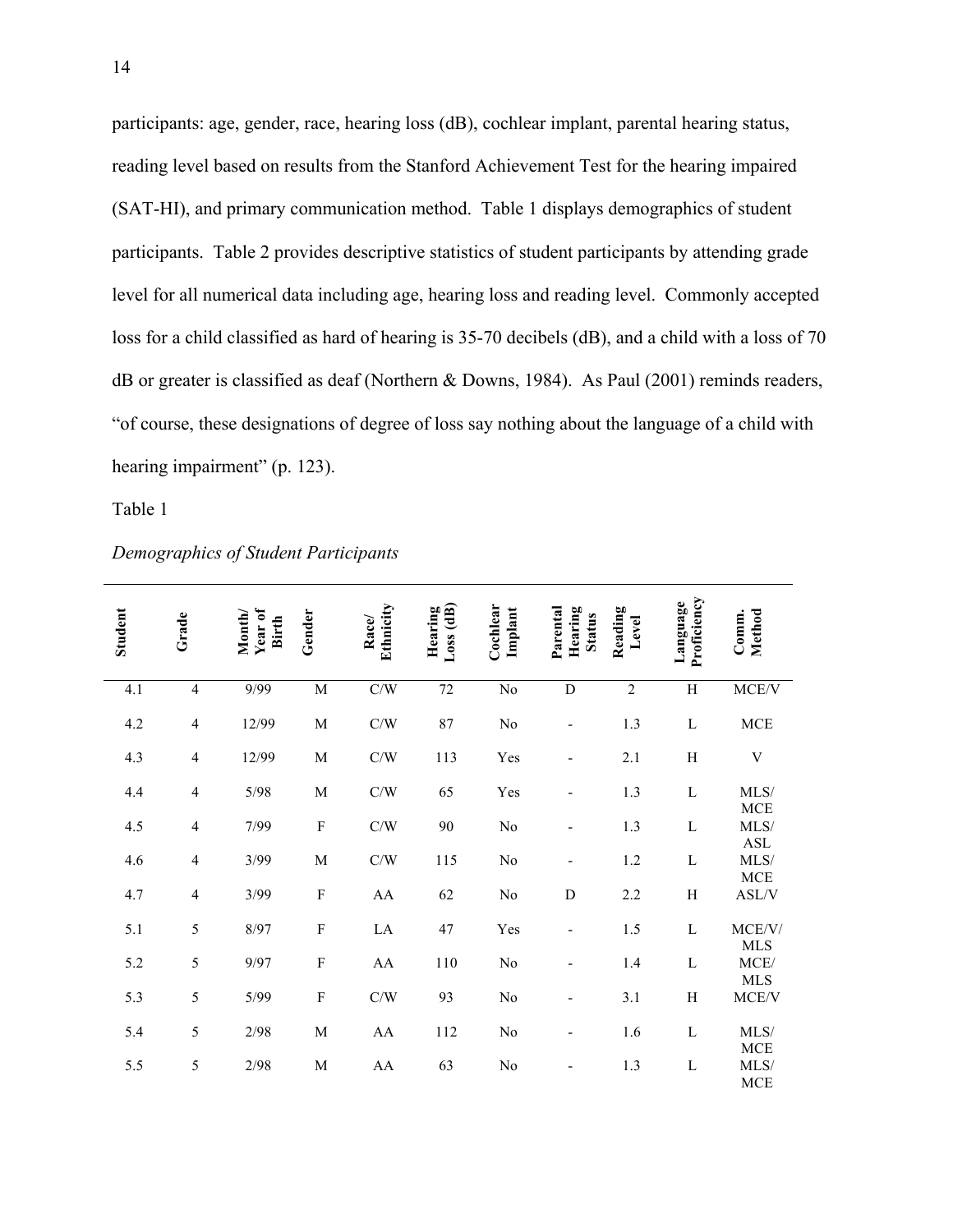participants: age, gender, race, hearing loss (dB), cochlear implant, parental hearing status, reading level based on results from the Stanford Achievement Test for the hearing impaired (SAT-HI), and primary communication method. Table 1 displays demographics of student participants. Table 2 provides descriptive statistics of student participants by attending grade level for all numerical data including age, hearing loss and reading level. Commonly accepted loss for a child classified as hard of hearing is 35-70 decibels (dB), and a child with a loss of 70 dB or greater is classified as deaf (Northern & Downs, 1984). As Paul (2001) reminds readers, "of course, these designations of degree of loss say nothing about the language of a child with hearing impairment" (p. 123).

Table 1

*Demographics of Student Participants*

| Student | Grade | Month/ Year of Birth | Gender | Race/ Ethnicity | Hearing Loss (dB) | Cochlear Implant | Parental Hearing Status | Reading Level | Language Proficiency | Comm. Method |
|---|---|---|---|---|---|---|---|---|---|---|
| 4.1 | 4 | 9/99 | M | C/W | 72 | No | D | 2 | H | MCE/V |
| 4.2 | 4 | 12/99 | M | C/W | 87 | No | - | 1.3 | L | MCE |
| 4.3 | 4 | 12/99 | M | C/W | 113 | Yes | - | 2.1 | H | V |
| 4.4 | 4 | 5/98 | M | C/W | 65 | Yes | - | 1.3 | L | MLS/ MCE |
| 4.5 | 4 | 7/99 | F | C/W | 90 | No | - | 1.3 | L | MLS/ ASL |
| 4.6 | 4 | 3/99 | M | C/W | 115 | No | - | 1.2 | L | MLS/ MCE |
| 4.7 | 4 | 3/99 | F | AA | 62 | No | D | 2.2 | H | ASL/V |
| 5.1 | 5 | 8/97 | F | LA | 47 | Yes | - | 1.5 | L | MCE/V/ MLS |
| 5.2 | 5 | 9/97 | F | AA | 110 | No | - | 1.4 | L | MCE/ MLS |
| 5.3 | 5 | 5/99 | F | C/W | 93 | No | - | 3.1 | H | MCE/V |
| 5.4 | 5 | 2/98 | M | AA | 112 | No | - | 1.6 | L | MLS/ MCE |
| 5.5 | 5 | 2/98 | M | AA | 63 | No | - | 1.3 | L | MLS/ MCE |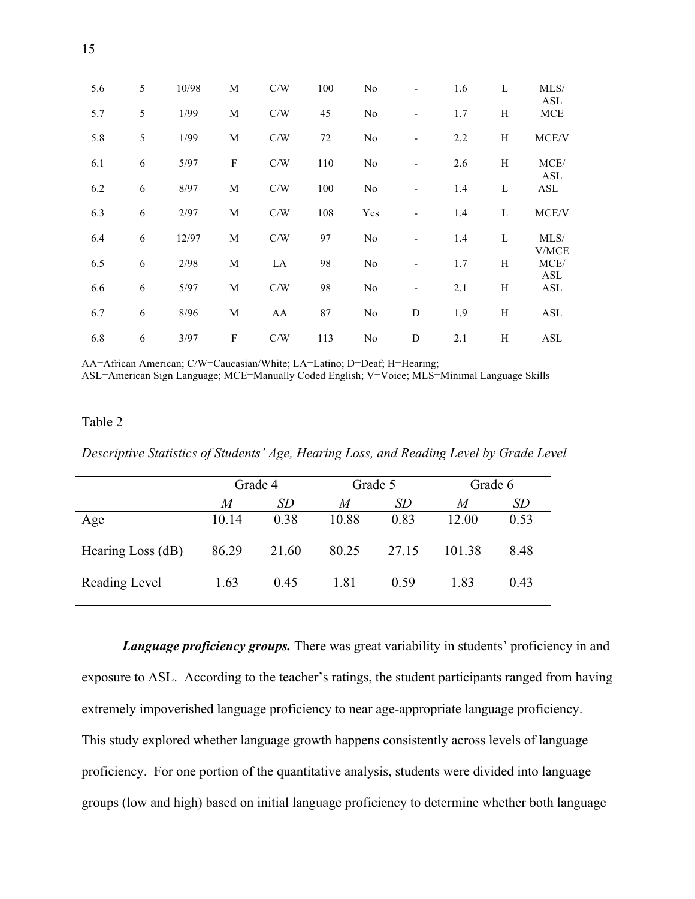| | | | | | | | | | | |
|---|---|---|---|---|---|---|---|---|---|---|
| 5.6 | 5 | 10/98 | M | C/W | 100 | No | - | 1.6 | L | MLS/ ASL |
| 5.7 | 5 | 1/99 | M | C/W | 45 | No | - | 1.7 | H | MCE |
| 5.8 | 5 | 1/99 | M | C/W | 72 | No | - | 2.2 | H | MCE/V |
| 6.1 | 6 | 5/97 | F | C/W | 110 | No | - | 2.6 | H | MCE/ ASL |
| 6.2 | 6 | 8/97 | M | C/W | 100 | No | - | 1.4 | L | ASL |
| 6.3 | 6 | 2/97 | M | C/W | 108 | Yes | - | 1.4 | L | MCE/V |
| 6.4 | 6 | 12/97 | M | C/W | 97 | No | - | 1.4 | L | MLS/ V/MCE |
| 6.5 | 6 | 2/98 | M | LA | 98 | No | - | 1.7 | H | MCE/ ASL |
| 6.6 | 6 | 5/97 | M | C/W | 98 | No | - | 2.1 | H | ASL |
| 6.7 | 6 | 8/96 | M | AA | 87 | No | D | 1.9 | H | ASL |
| 6.8 | 6 | 3/97 | F | C/W | 113 | No | D | 2.1 | H | ASL |

AA=African American; C/W=Caucasian/White; LA=Latino; D=Deaf; H=Hearing;
ASL=American Sign Language; MCE=Manually Coded English; V=Voice; MLS=Minimal Language Skills

Table 2

*Descriptive Statistics of Students' Age, Hearing Loss, and Reading Level by Grade Level*

| | Grade 4 | | Grade 5 | | Grade 6 | |
|---|---|---|---|---|---|---|
| | *M* | *SD* | *M* | *SD* | *M* | *SD* |
| Age | 10.14 | 0.38 | 10.88 | 0.83 | 12.00 | 0.53 |
| Hearing Loss (dB) | 86.29 | 21.60 | 80.25 | 27.15 | 101.38 | 8.48 |
| Reading Level | 1.63 | 0.45 | 1.81 | 0.59 | 1.83 | 0.43 |

***Language proficiency groups.*** There was great variability in students' proficiency in and exposure to ASL. According to the teacher's ratings, the student participants ranged from having extremely impoverished language proficiency to near age-appropriate language proficiency. This study explored whether language growth happens consistently across levels of language proficiency. For one portion of the quantitative analysis, students were divided into language groups (low and high) based on initial language proficiency to determine whether both language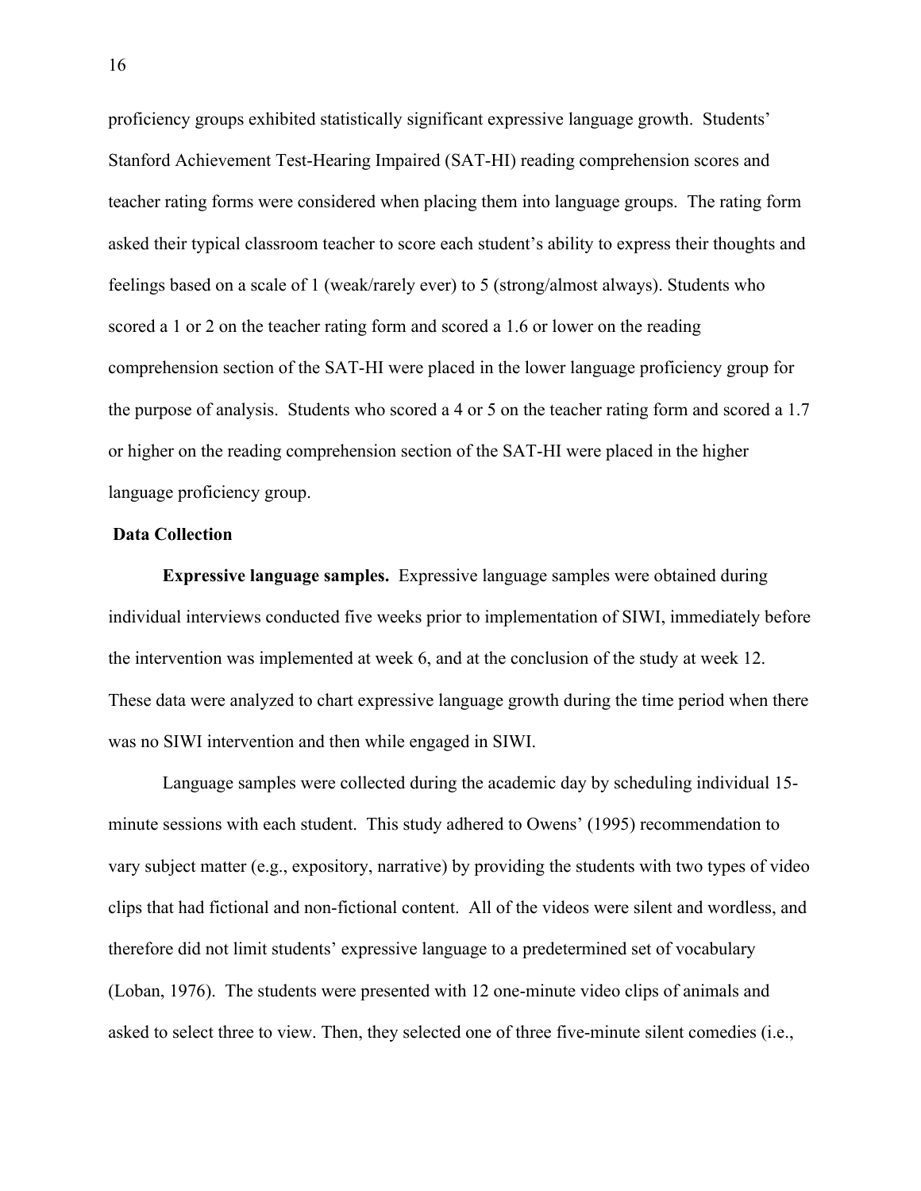proficiency groups exhibited statistically significant expressive language growth. Students' Stanford Achievement Test-Hearing Impaired (SAT-HI) reading comprehension scores and teacher rating forms were considered when placing them into language groups. The rating form asked their typical classroom teacher to score each student's ability to express their thoughts and feelings based on a scale of 1 (weak/rarely ever) to 5 (strong/almost always). Students who scored a 1 or 2 on the teacher rating form and scored a 1.6 or lower on the reading comprehension section of the SAT-HI were placed in the lower language proficiency group for the purpose of analysis. Students who scored a 4 or 5 on the teacher rating form and scored a 1.7 or higher on the reading comprehension section of the SAT-HI were placed in the higher language proficiency group.

## Data Collection

**Expressive language samples.** Expressive language samples were obtained during individual interviews conducted five weeks prior to implementation of SIWI, immediately before the intervention was implemented at week 6, and at the conclusion of the study at week 12. These data were analyzed to chart expressive language growth during the time period when there was no SIWI intervention and then while engaged in SIWI.

Language samples were collected during the academic day by scheduling individual 15-minute sessions with each student. This study adhered to Owens' (1995) recommendation to vary subject matter (e.g., expository, narrative) by providing the students with two types of video clips that had fictional and non-fictional content. All of the videos were silent and wordless, and therefore did not limit students' expressive language to a predetermined set of vocabulary (Loban, 1976). The students were presented with 12 one-minute video clips of animals and asked to select three to view. Then, they selected one of three five-minute silent comedies (i.e.,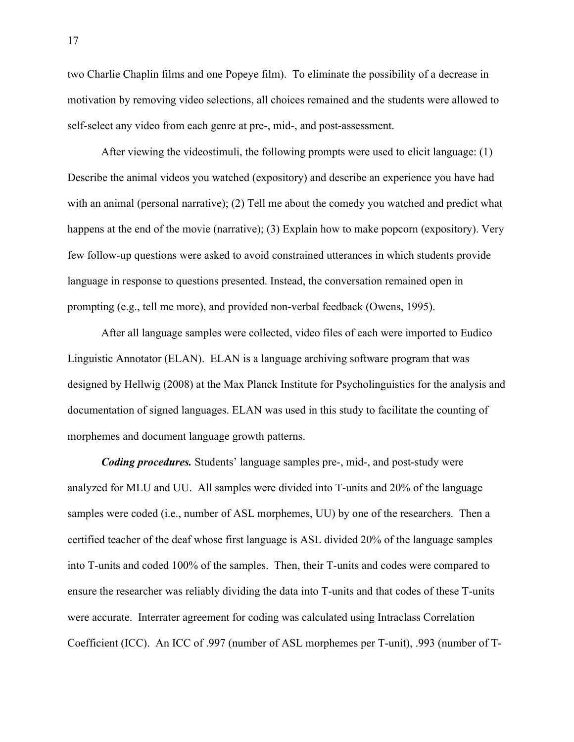two Charlie Chaplin films and one Popeye film). To eliminate the possibility of a decrease in motivation by removing video selections, all choices remained and the students were allowed to self-select any video from each genre at pre-, mid-, and post-assessment.

After viewing the videostimuli, the following prompts were used to elicit language: (1) Describe the animal videos you watched (expository) and describe an experience you have had with an animal (personal narrative); (2) Tell me about the comedy you watched and predict what happens at the end of the movie (narrative); (3) Explain how to make popcorn (expository). Very few follow-up questions were asked to avoid constrained utterances in which students provide language in response to questions presented. Instead, the conversation remained open in prompting (e.g., tell me more), and provided non-verbal feedback (Owens, 1995).

After all language samples were collected, video files of each were imported to Eudico Linguistic Annotator (ELAN). ELAN is a language archiving software program that was designed by Hellwig (2008) at the Max Planck Institute for Psycholinguistics for the analysis and documentation of signed languages. ELAN was used in this study to facilitate the counting of morphemes and document language growth patterns.

***Coding procedures.*** Students' language samples pre-, mid-, and post-study were analyzed for MLU and UU. All samples were divided into T-units and 20% of the language samples were coded (i.e., number of ASL morphemes, UU) by one of the researchers. Then a certified teacher of the deaf whose first language is ASL divided 20% of the language samples into T-units and coded 100% of the samples. Then, their T-units and codes were compared to ensure the researcher was reliably dividing the data into T-units and that codes of these T-units were accurate. Interrater agreement for coding was calculated using Intraclass Correlation Coefficient (ICC). An ICC of .997 (number of ASL morphemes per T-unit), .993 (number of T-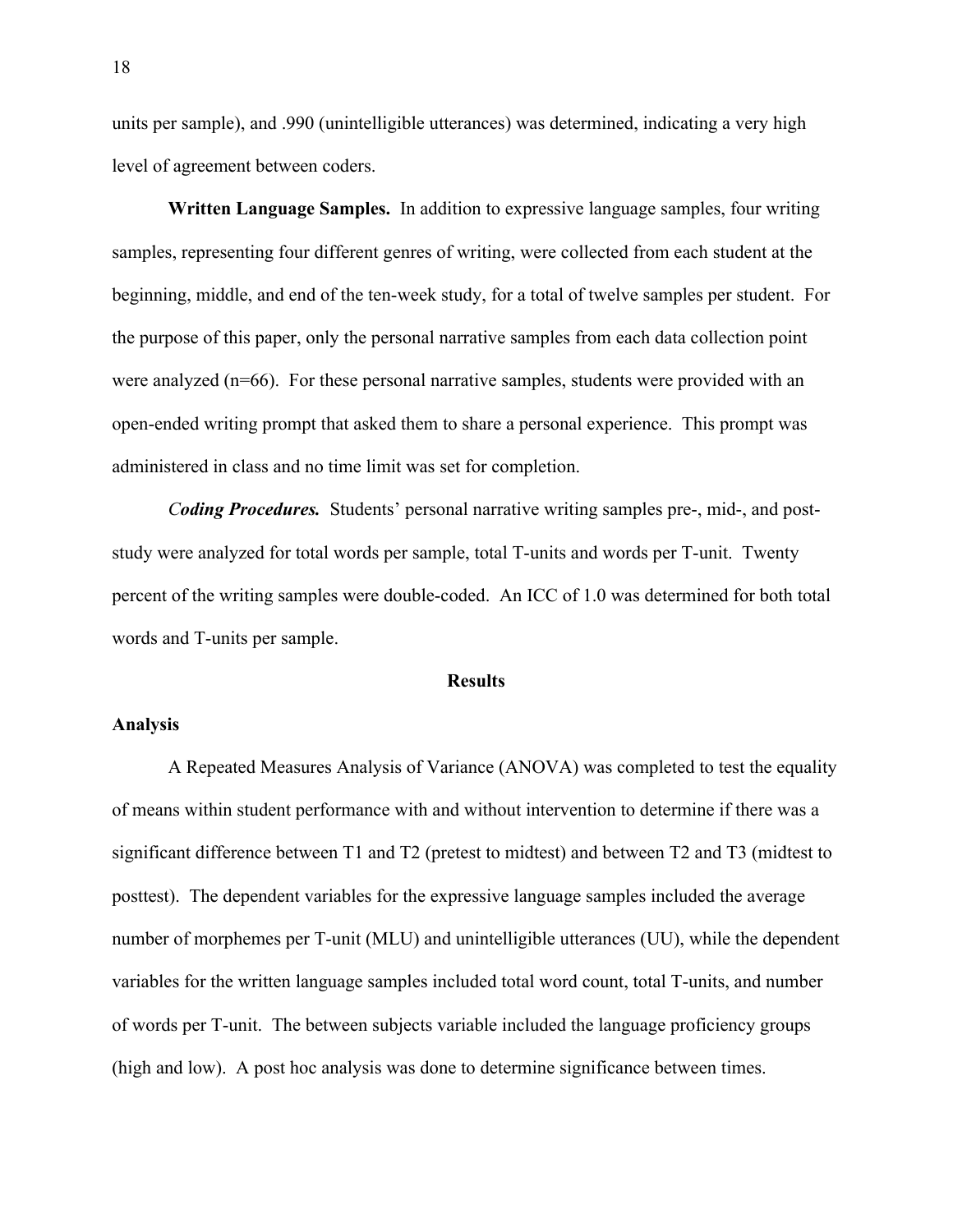units per sample), and .990 (unintelligible utterances) was determined, indicating a very high level of agreement between coders.

**Written Language Samples.** In addition to expressive language samples, four writing samples, representing four different genres of writing, were collected from each student at the beginning, middle, and end of the ten-week study, for a total of twelve samples per student. For the purpose of this paper, only the personal narrative samples from each data collection point were analyzed (n=66). For these personal narrative samples, students were provided with an open-ended writing prompt that asked them to share a personal experience. This prompt was administered in class and no time limit was set for completion.

***Coding Procedures.*** Students' personal narrative writing samples pre-, mid-, and post-study were analyzed for total words per sample, total T-units and words per T-unit. Twenty percent of the writing samples were double-coded. An ICC of 1.0 was determined for both total words and T-units per sample.

## Results

### Analysis

A Repeated Measures Analysis of Variance (ANOVA) was completed to test the equality of means within student performance with and without intervention to determine if there was a significant difference between T1 and T2 (pretest to midtest) and between T2 and T3 (midtest to posttest). The dependent variables for the expressive language samples included the average number of morphemes per T-unit (MLU) and unintelligible utterances (UU), while the dependent variables for the written language samples included total word count, total T-units, and number of words per T-unit. The between subjects variable included the language proficiency groups (high and low). A post hoc analysis was done to determine significance between times.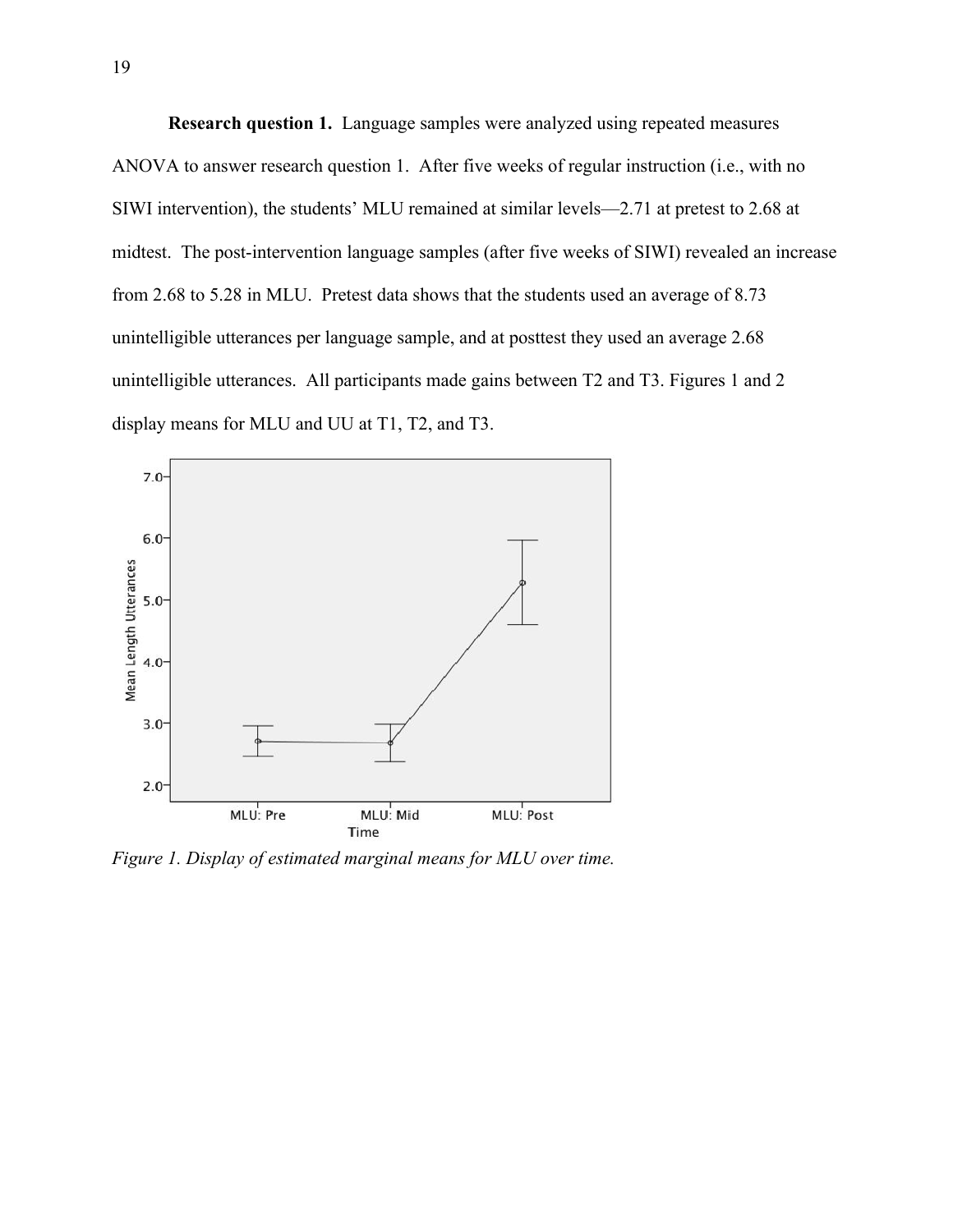**Research question 1.** Language samples were analyzed using repeated measures ANOVA to answer research question 1. After five weeks of regular instruction (i.e., with no SIWI intervention), the students' MLU remained at similar levels—2.71 at pretest to 2.68 at midtest. The post-intervention language samples (after five weeks of SIWI) revealed an increase from 2.68 to 5.28 in MLU. Pretest data shows that the students used an average of 8.73 unintelligible utterances per language sample, and at posttest they used an average 2.68 unintelligible utterances. All participants made gains between T2 and T3. Figures 1 and 2 display means for MLU and UU at T1, T2, and T3.

*Figure 1. Display of estimated marginal means for MLU over time.*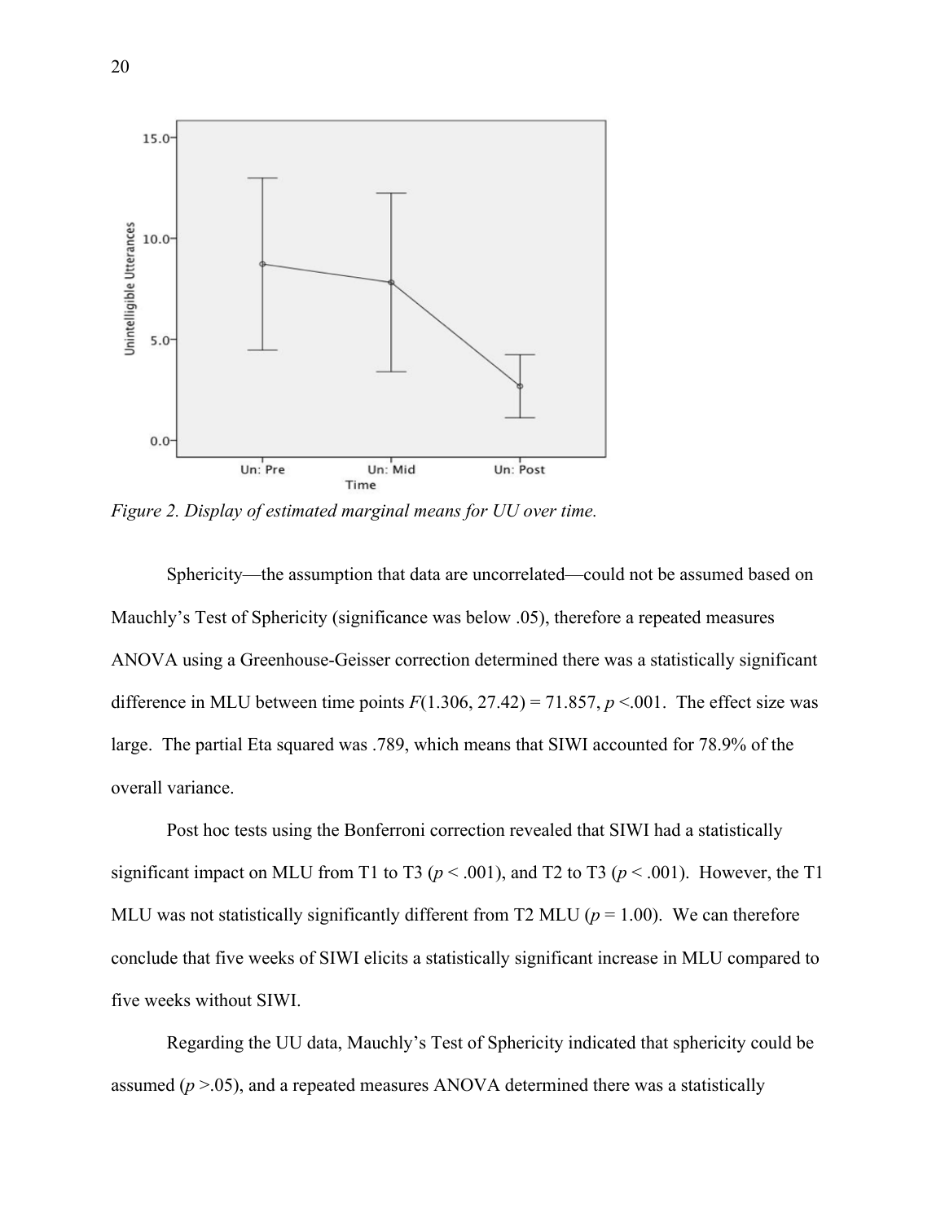*Figure 2. Display of estimated marginal means for UU over time.*

Sphericity—the assumption that data are uncorrelated—could not be assumed based on Mauchly's Test of Sphericity (significance was below .05), therefore a repeated measures ANOVA using a Greenhouse-Geisser correction determined there was a statistically significant difference in MLU between time points $F(1.306, 27.42) = 71.857$, $p < .001$. The effect size was large. The partial Eta squared was .789, which means that SIWI accounted for 78.9% of the overall variance.

Post hoc tests using the Bonferroni correction revealed that SIWI had a statistically significant impact on MLU from T1 to T3 ($p < .001$), and T2 to T3 ($p < .001$). However, the T1 MLU was not statistically significantly different from T2 MLU ($p = 1.00$). We can therefore conclude that five weeks of SIWI elicits a statistically significant increase in MLU compared to five weeks without SIWI.

Regarding the UU data, Mauchly's Test of Sphericity indicated that sphericity could be assumed ($p > .05$), and a repeated measures ANOVA determined there was a statistically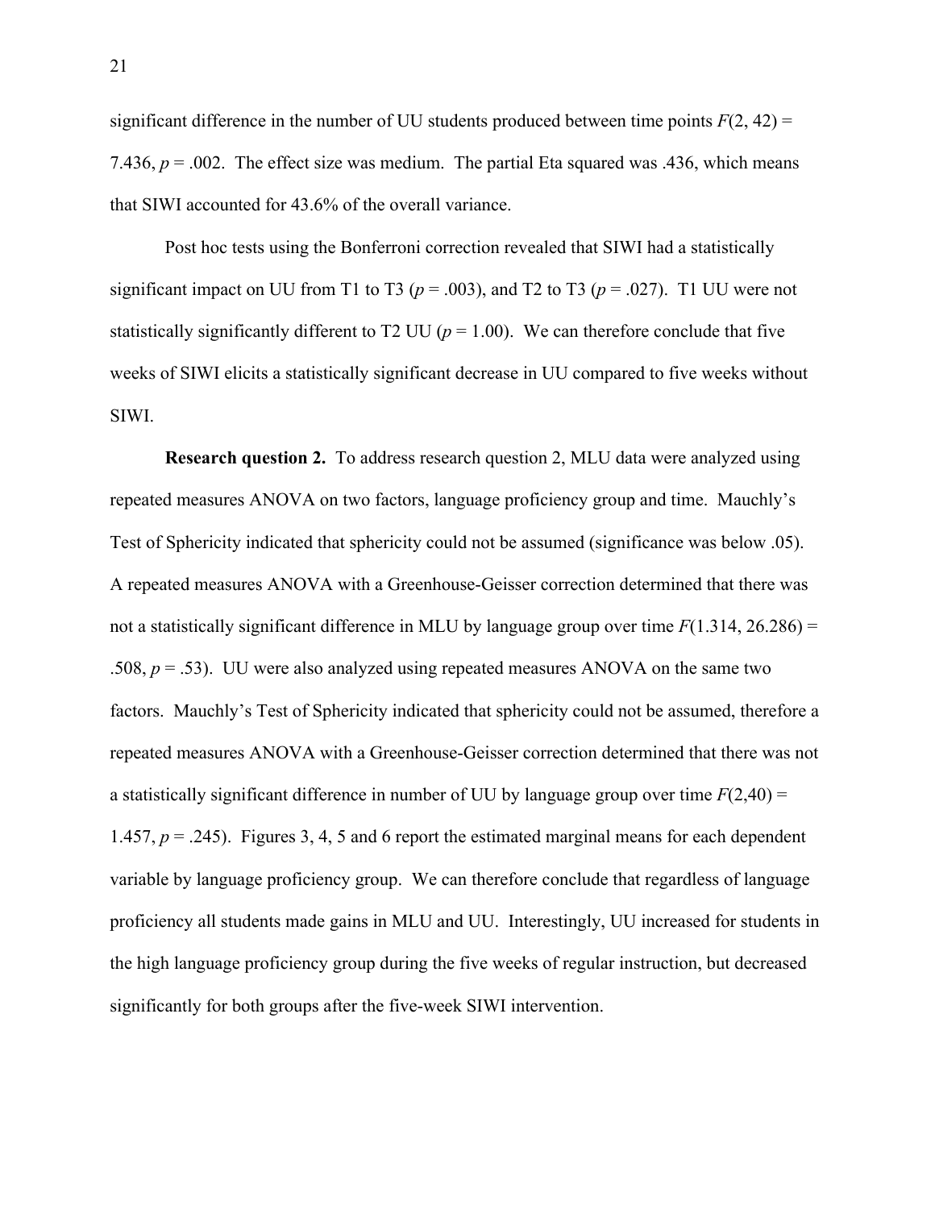significant difference in the number of UU students produced between time points $F(2, 42) = 7.436$, $p = .002$. The effect size was medium. The partial Eta squared was .436, which means that SIWI accounted for 43.6% of the overall variance.

Post hoc tests using the Bonferroni correction revealed that SIWI had a statistically significant impact on UU from T1 to T3 ($p = .003$), and T2 to T3 ($p = .027$). T1 UU were not statistically significantly different to T2 UU ($p = 1.00$). We can therefore conclude that five weeks of SIWI elicits a statistically significant decrease in UU compared to five weeks without SIWI.

**Research question 2.** To address research question 2, MLU data were analyzed using repeated measures ANOVA on two factors, language proficiency group and time. Mauchly's Test of Sphericity indicated that sphericity could not be assumed (significance was below .05). A repeated measures ANOVA with a Greenhouse-Geisser correction determined that there was not a statistically significant difference in MLU by language group over time $F(1.314, 26.286) = .508$, $p = .53$). UU were also analyzed using repeated measures ANOVA on the same two factors. Mauchly's Test of Sphericity indicated that sphericity could not be assumed, therefore a repeated measures ANOVA with a Greenhouse-Geisser correction determined that there was not a statistically significant difference in number of UU by language group over time $F(2,40) = 1.457$, $p = .245$). Figures 3, 4, 5 and 6 report the estimated marginal means for each dependent variable by language proficiency group. We can therefore conclude that regardless of language proficiency all students made gains in MLU and UU. Interestingly, UU increased for students in the high language proficiency group during the five weeks of regular instruction, but decreased significantly for both groups after the five-week SIWI intervention.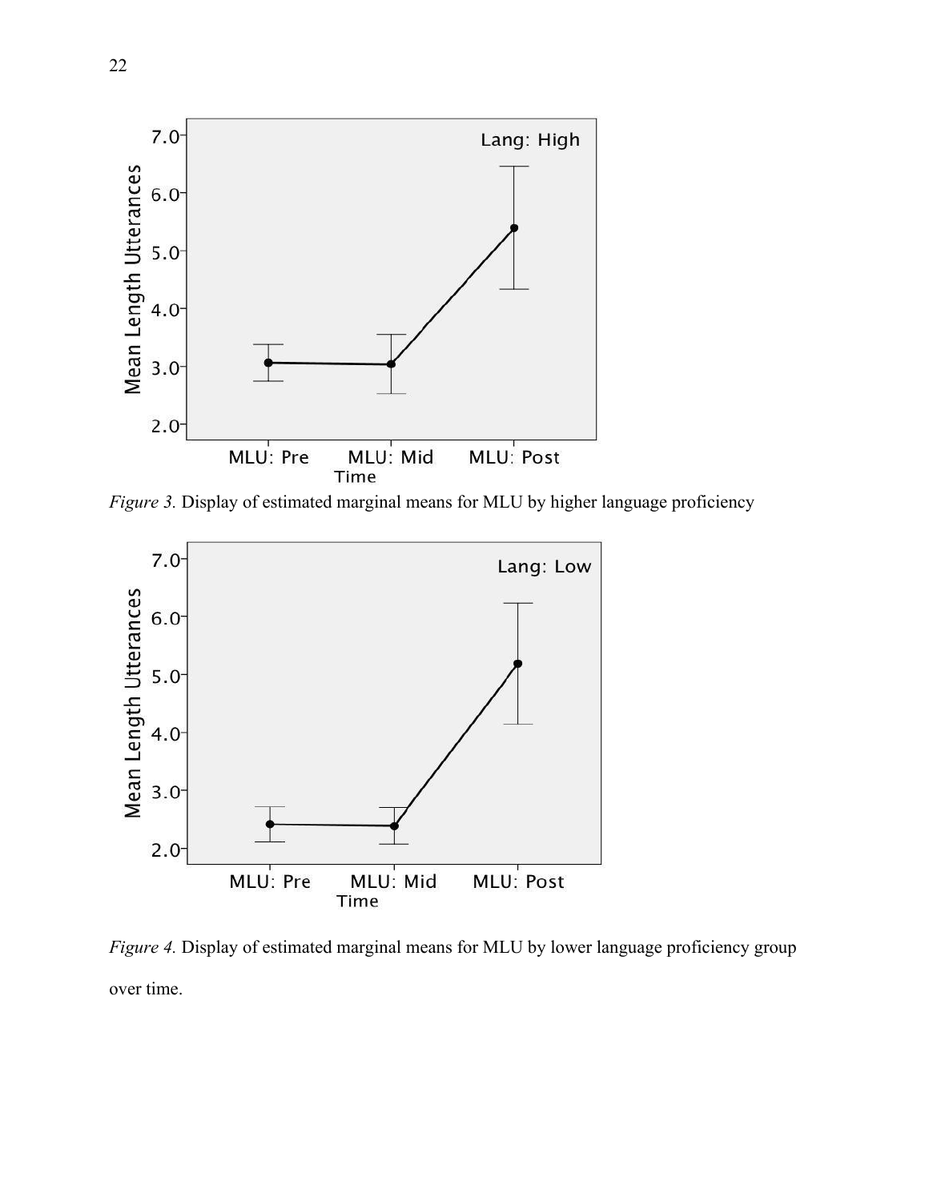*Figure 3.* Display of estimated marginal means for MLU by higher language proficiency

*Figure 4.* Display of estimated marginal means for MLU by lower language proficiency group over time.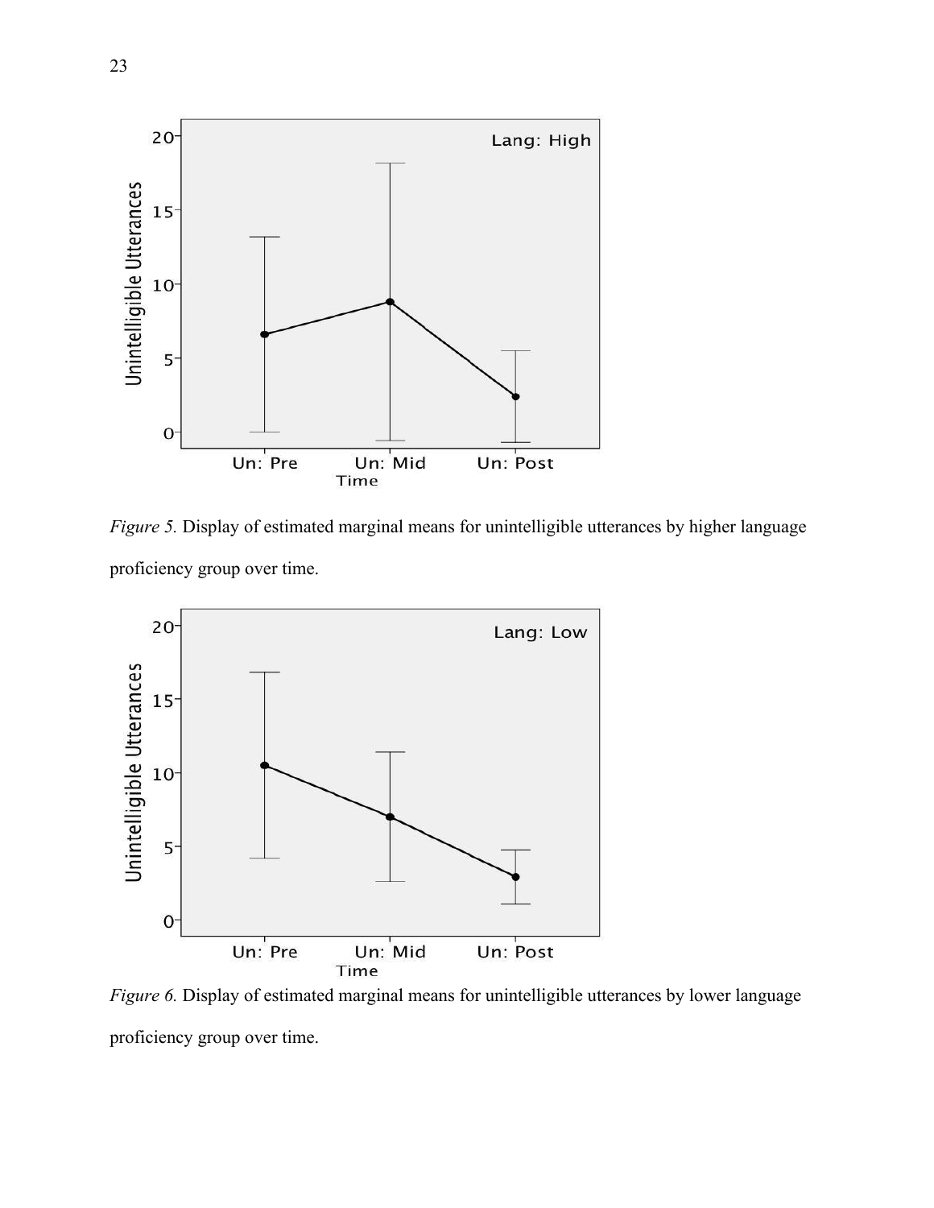*Figure 5.* Display of estimated marginal means for unintelligible utterances by higher language proficiency group over time.

*Figure 6.* Display of estimated marginal means for unintelligible utterances by lower language proficiency group over time.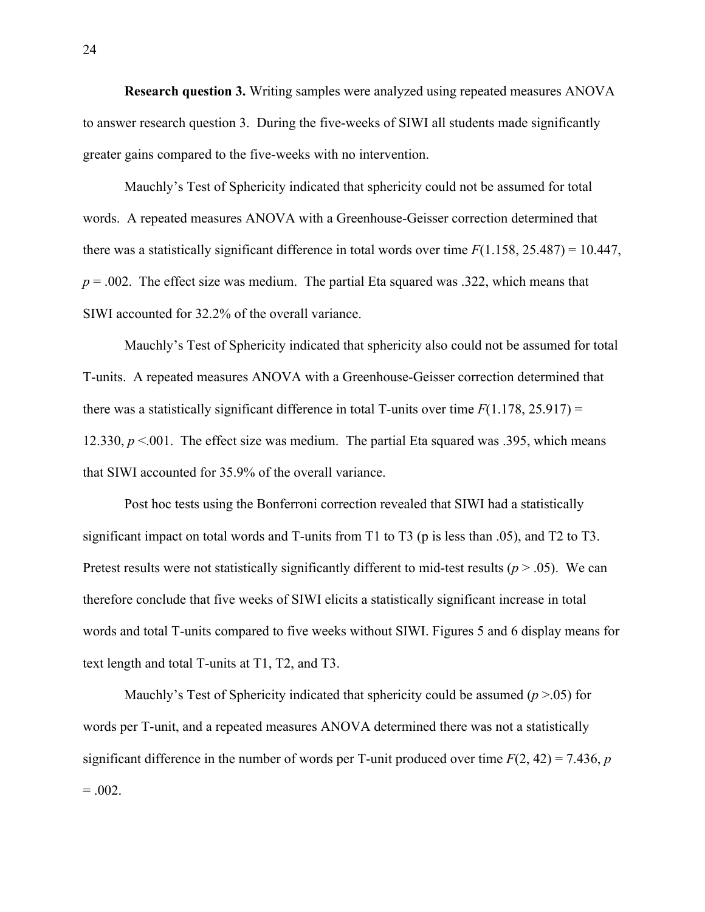**Research question 3.** Writing samples were analyzed using repeated measures ANOVA to answer research question 3. During the five-weeks of SIWI all students made significantly greater gains compared to the five-weeks with no intervention.

Mauchly's Test of Sphericity indicated that sphericity could not be assumed for total words. A repeated measures ANOVA with a Greenhouse-Geisser correction determined that there was a statistically significant difference in total words over time $F(1.158, 25.487) = 10.447$, $p = .002$. The effect size was medium. The partial Eta squared was .322, which means that SIWI accounted for 32.2% of the overall variance.

Mauchly's Test of Sphericity indicated that sphericity also could not be assumed for total T-units. A repeated measures ANOVA with a Greenhouse-Geisser correction determined that there was a statistically significant difference in total T-units over time $F(1.178, 25.917) = 12.330$, $p < .001$. The effect size was medium. The partial Eta squared was .395, which means that SIWI accounted for 35.9% of the overall variance.

Post hoc tests using the Bonferroni correction revealed that SIWI had a statistically significant impact on total words and T-units from T1 to T3 (p is less than .05), and T2 to T3. Pretest results were not statistically significantly different to mid-test results ($p > .05$). We can therefore conclude that five weeks of SIWI elicits a statistically significant increase in total words and total T-units compared to five weeks without SIWI. Figures 5 and 6 display means for text length and total T-units at T1, T2, and T3.

Mauchly's Test of Sphericity indicated that sphericity could be assumed ($p > .05$) for words per T-unit, and a repeated measures ANOVA determined there was not a statistically significant difference in the number of words per T-unit produced over time $F(2, 42) = 7.436$, $p = .002$.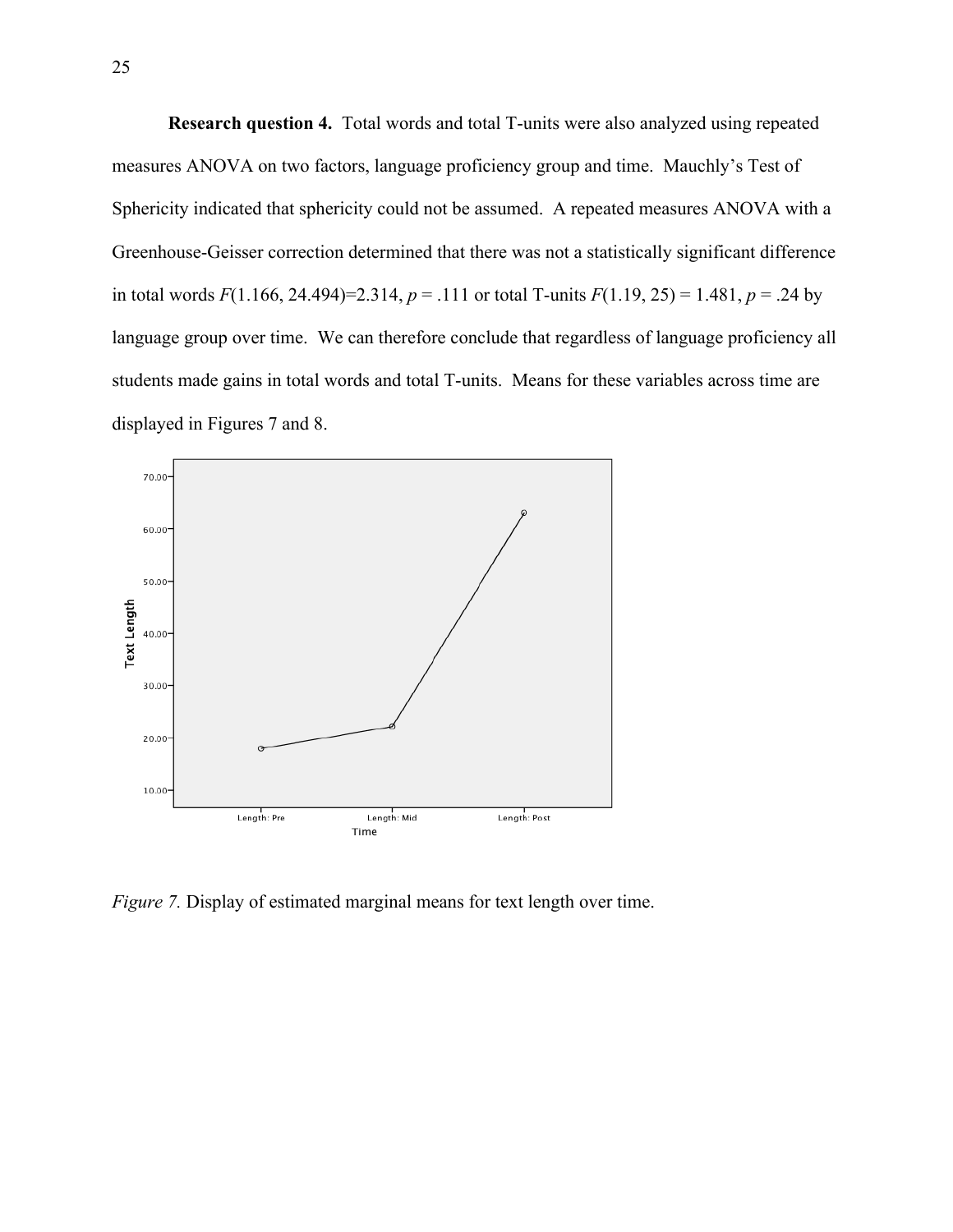**Research question 4.** Total words and total T-units were also analyzed using repeated measures ANOVA on two factors, language proficiency group and time. Mauchly's Test of Sphericity indicated that sphericity could not be assumed. A repeated measures ANOVA with a Greenhouse-Geisser correction determined that there was not a statistically significant difference in total words $F(1.166, 24.494)=2.314$, $p = .111$ or total T-units $F(1.19, 25) = 1.481$, $p = .24$ by language group over time. We can therefore conclude that regardless of language proficiency all students made gains in total words and total T-units. Means for these variables across time are displayed in Figures 7 and 8.

*Figure 7.* Display of estimated marginal means for text length over time.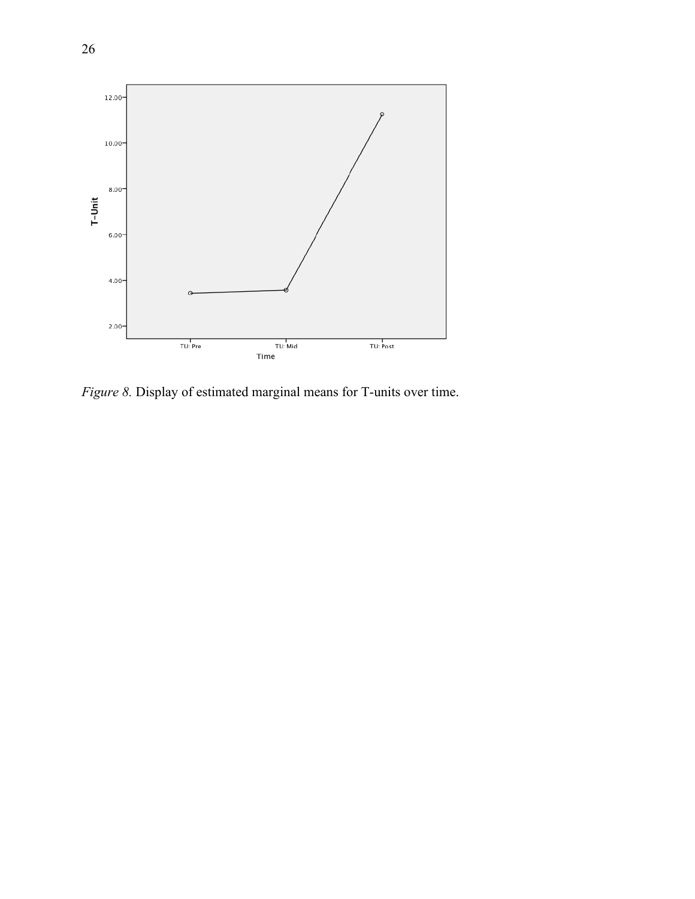*Figure 8.* Display of estimated marginal means for T-units over time.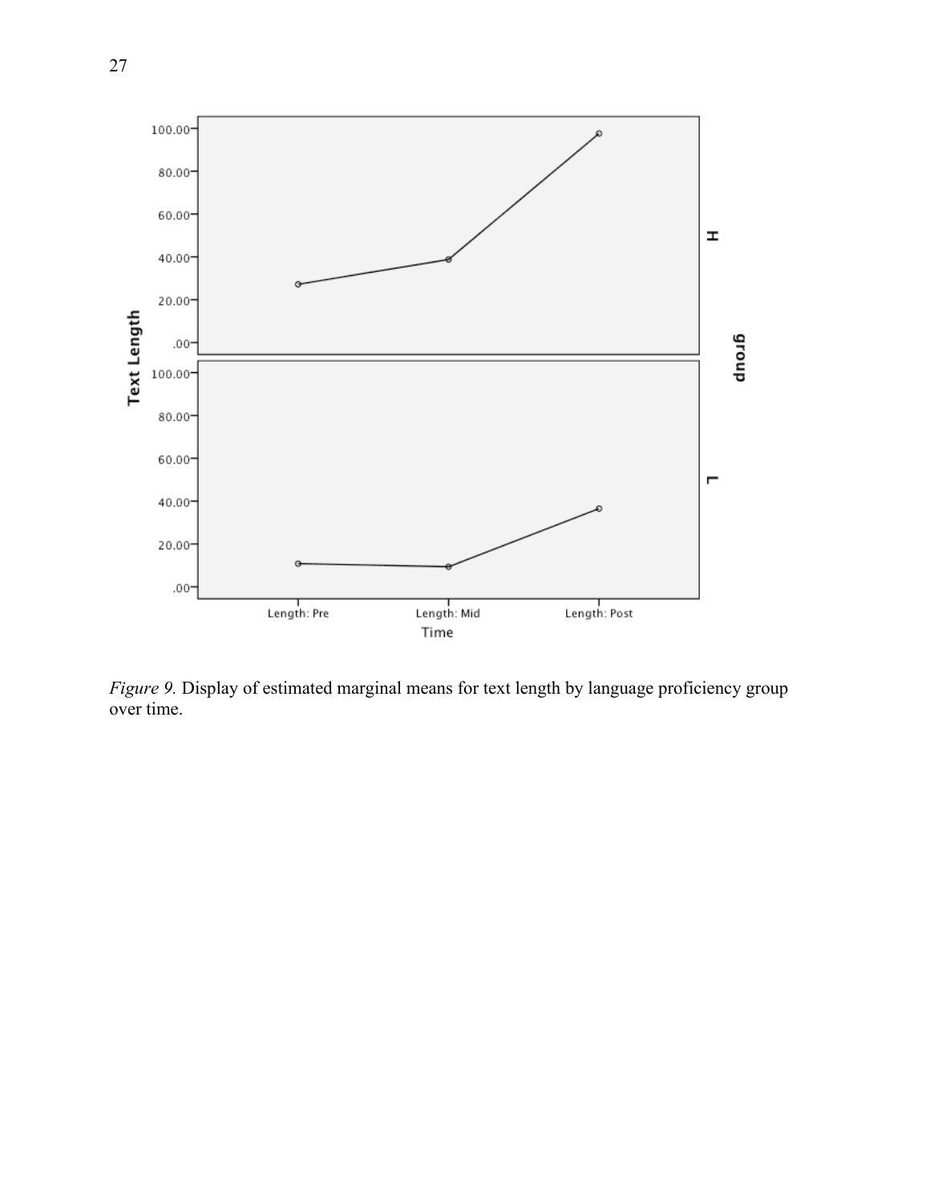*Figure 9.* Display of estimated marginal means for text length by language proficiency group over time.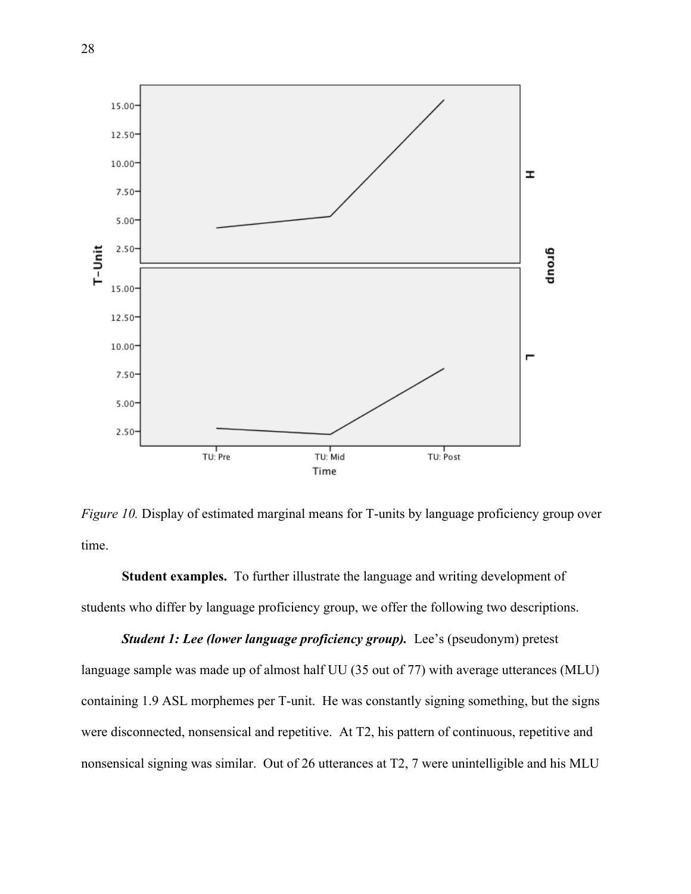*Figure 10.* Display of estimated marginal means for T-units by language proficiency group over time.

**Student examples.** To further illustrate the language and writing development of students who differ by language proficiency group, we offer the following two descriptions.

***Student 1: Lee (lower language proficiency group).*** Lee's (pseudonym) pretest language sample was made up of almost half UU (35 out of 77) with average utterances (MLU) containing 1.9 ASL morphemes per T-unit. He was constantly signing something, but the signs were disconnected, nonsensical and repetitive. At T2, his pattern of continuous, repetitive and nonsensical signing was similar. Out of 26 utterances at T2, 7 were unintelligible and his MLU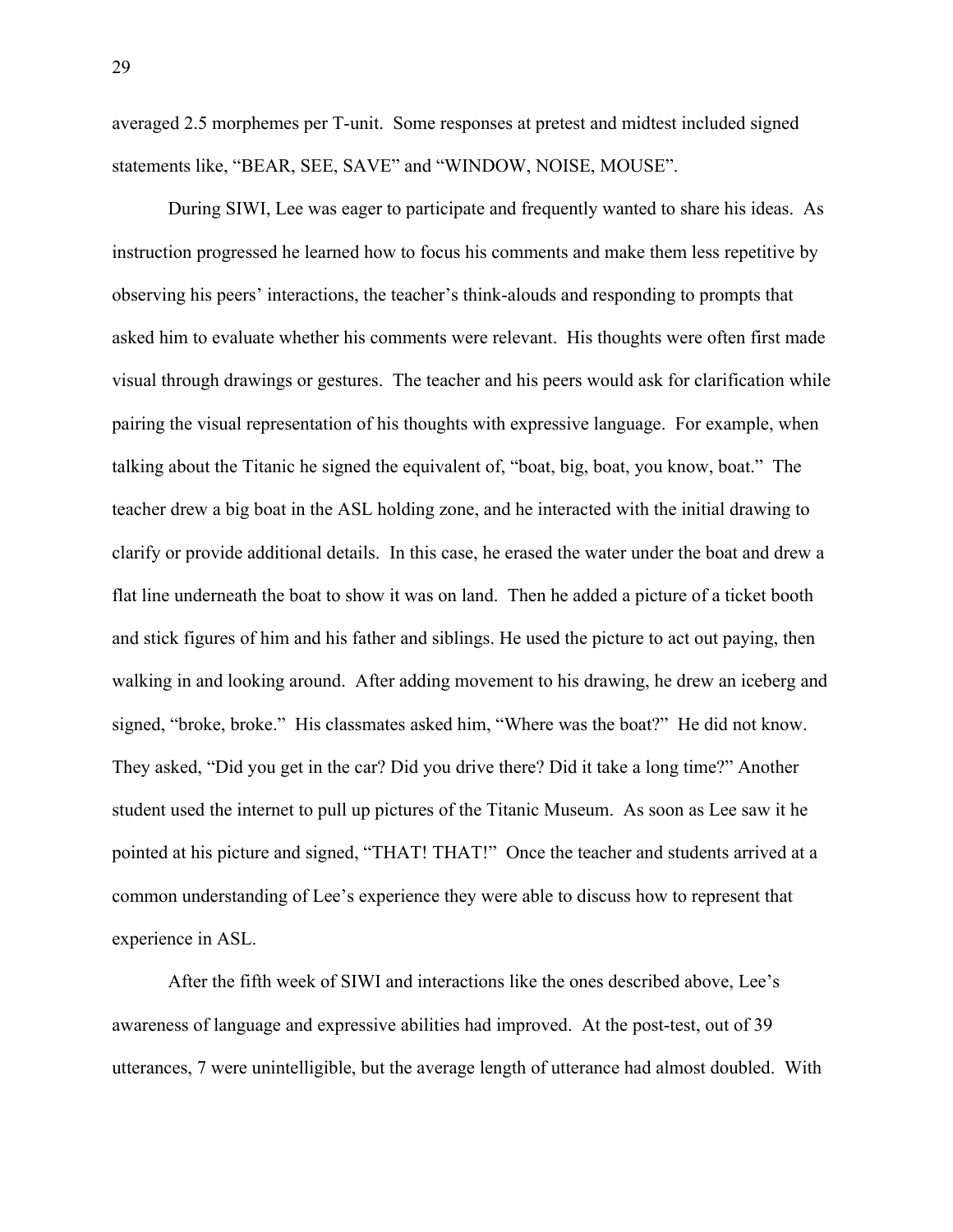averaged 2.5 morphemes per T-unit. Some responses at pretest and midtest included signed statements like, "BEAR, SEE, SAVE" and "WINDOW, NOISE, MOUSE".

During SIWI, Lee was eager to participate and frequently wanted to share his ideas. As instruction progressed he learned how to focus his comments and make them less repetitive by observing his peers' interactions, the teacher's think-alouds and responding to prompts that asked him to evaluate whether his comments were relevant. His thoughts were often first made visual through drawings or gestures. The teacher and his peers would ask for clarification while pairing the visual representation of his thoughts with expressive language. For example, when talking about the Titanic he signed the equivalent of, "boat, big, boat, you know, boat." The teacher drew a big boat in the ASL holding zone, and he interacted with the initial drawing to clarify or provide additional details. In this case, he erased the water under the boat and drew a flat line underneath the boat to show it was on land. Then he added a picture of a ticket booth and stick figures of him and his father and siblings. He used the picture to act out paying, then walking in and looking around. After adding movement to his drawing, he drew an iceberg and signed, "broke, broke." His classmates asked him, "Where was the boat?" He did not know. They asked, "Did you get in the car? Did you drive there? Did it take a long time?" Another student used the internet to pull up pictures of the Titanic Museum. As soon as Lee saw it he pointed at his picture and signed, "THAT! THAT!" Once the teacher and students arrived at a common understanding of Lee's experience they were able to discuss how to represent that experience in ASL.

After the fifth week of SIWI and interactions like the ones described above, Lee's awareness of language and expressive abilities had improved. At the post-test, out of 39 utterances, 7 were unintelligible, but the average length of utterance had almost doubled. With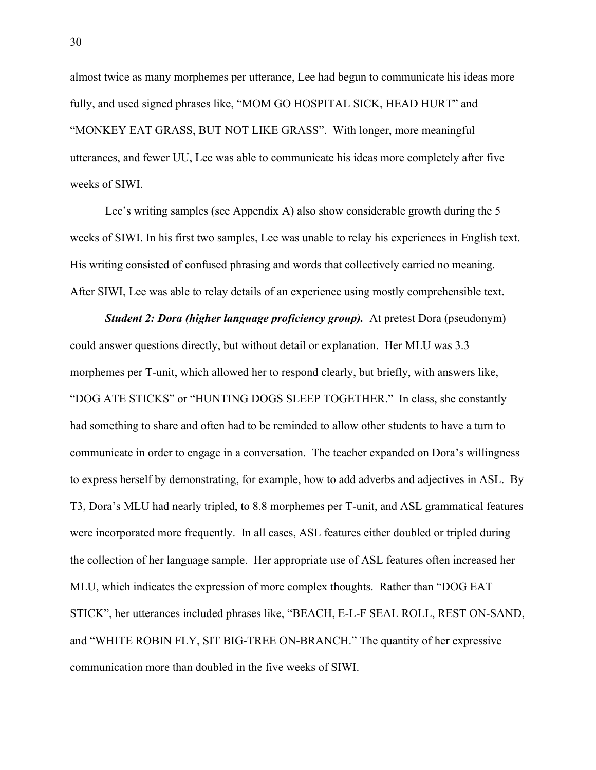almost twice as many morphemes per utterance, Lee had begun to communicate his ideas more fully, and used signed phrases like, "MOM GO HOSPITAL SICK, HEAD HURT" and "MONKEY EAT GRASS, BUT NOT LIKE GRASS". With longer, more meaningful utterances, and fewer UU, Lee was able to communicate his ideas more completely after five weeks of SIWI.

Lee's writing samples (see Appendix A) also show considerable growth during the 5 weeks of SIWI. In his first two samples, Lee was unable to relay his experiences in English text. His writing consisted of confused phrasing and words that collectively carried no meaning. After SIWI, Lee was able to relay details of an experience using mostly comprehensible text.

***Student 2: Dora (higher language proficiency group).*** At pretest Dora (pseudonym) could answer questions directly, but without detail or explanation. Her MLU was 3.3 morphemes per T-unit, which allowed her to respond clearly, but briefly, with answers like, "DOG ATE STICKS" or "HUNTING DOGS SLEEP TOGETHER." In class, she constantly had something to share and often had to be reminded to allow other students to have a turn to communicate in order to engage in a conversation. The teacher expanded on Dora's willingness to express herself by demonstrating, for example, how to add adverbs and adjectives in ASL. By T3, Dora's MLU had nearly tripled, to 8.8 morphemes per T-unit, and ASL grammatical features were incorporated more frequently. In all cases, ASL features either doubled or tripled during the collection of her language sample. Her appropriate use of ASL features often increased her MLU, which indicates the expression of more complex thoughts. Rather than "DOG EAT STICK", her utterances included phrases like, "BEACH, E-L-F SEAL ROLL, REST ON-SAND, and "WHITE ROBIN FLY, SIT BIG-TREE ON-BRANCH." The quantity of her expressive communication more than doubled in the five weeks of SIWI.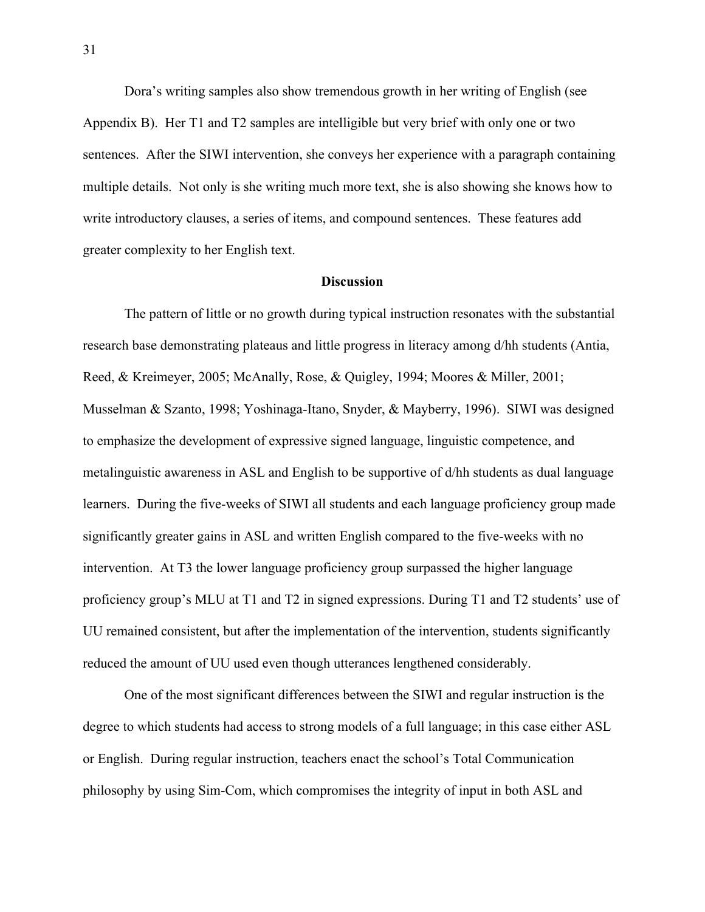Dora's writing samples also show tremendous growth in her writing of English (see Appendix B). Her T1 and T2 samples are intelligible but very brief with only one or two sentences. After the SIWI intervention, she conveys her experience with a paragraph containing multiple details. Not only is she writing much more text, she is also showing she knows how to write introductory clauses, a series of items, and compound sentences. These features add greater complexity to her English text.

## Discussion

The pattern of little or no growth during typical instruction resonates with the substantial research base demonstrating plateaus and little progress in literacy among d/hh students (Antia, Reed, & Kreimeyer, 2005; McAnally, Rose, & Quigley, 1994; Moores & Miller, 2001; Musselman & Szanto, 1998; Yoshinaga-Itano, Snyder, & Mayberry, 1996). SIWI was designed to emphasize the development of expressive signed language, linguistic competence, and metalinguistic awareness in ASL and English to be supportive of d/hh students as dual language learners. During the five-weeks of SIWI all students and each language proficiency group made significantly greater gains in ASL and written English compared to the five-weeks with no intervention. At T3 the lower language proficiency group surpassed the higher language proficiency group's MLU at T1 and T2 in signed expressions. During T1 and T2 students' use of UU remained consistent, but after the implementation of the intervention, students significantly reduced the amount of UU used even though utterances lengthened considerably.

One of the most significant differences between the SIWI and regular instruction is the degree to which students had access to strong models of a full language; in this case either ASL or English. During regular instruction, teachers enact the school's Total Communication philosophy by using Sim-Com, which compromises the integrity of input in both ASL and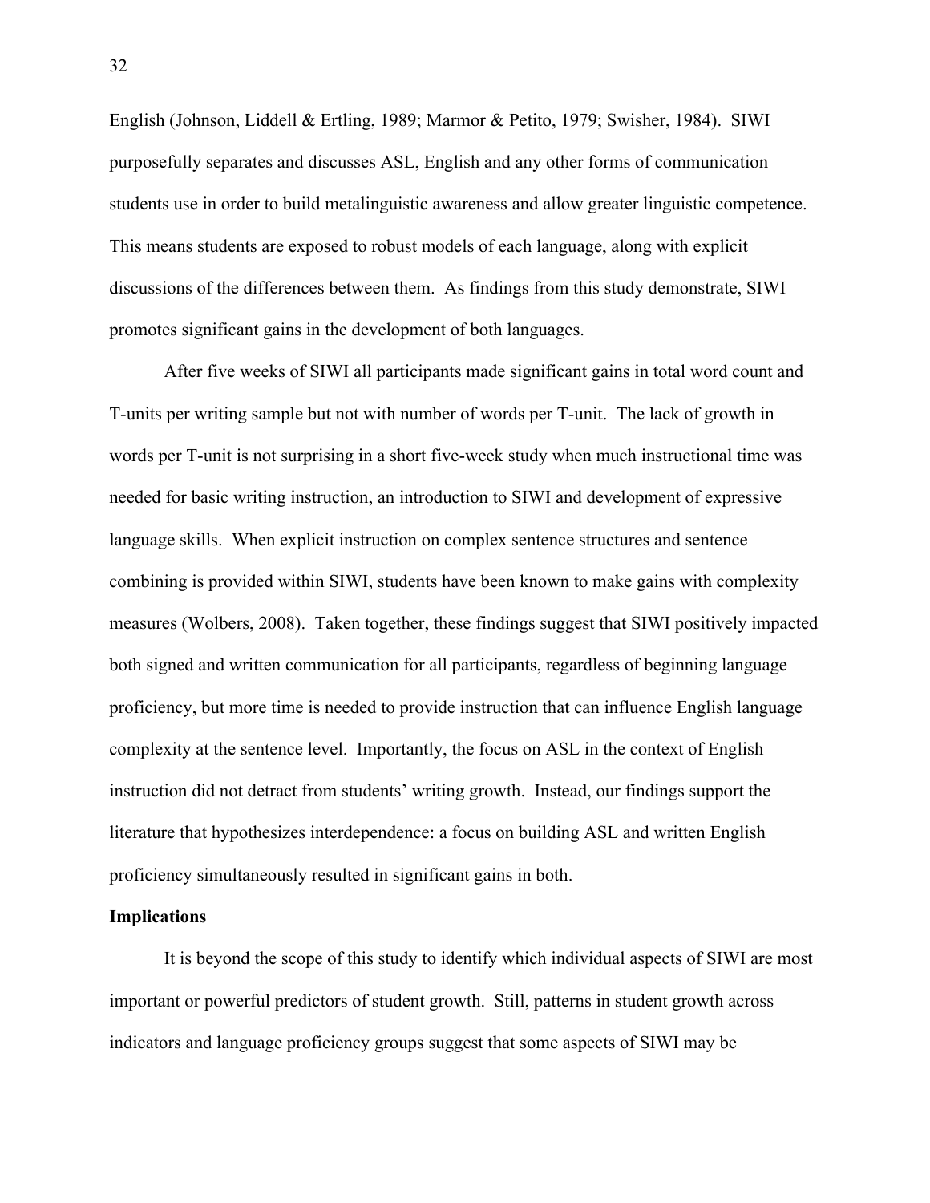English (Johnson, Liddell & Ertling, 1989; Marmor & Petito, 1979; Swisher, 1984). SIWI purposefully separates and discusses ASL, English and any other forms of communication students use in order to build metalinguistic awareness and allow greater linguistic competence. This means students are exposed to robust models of each language, along with explicit discussions of the differences between them. As findings from this study demonstrate, SIWI promotes significant gains in the development of both languages.

After five weeks of SIWI all participants made significant gains in total word count and T-units per writing sample but not with number of words per T-unit. The lack of growth in words per T-unit is not surprising in a short five-week study when much instructional time was needed for basic writing instruction, an introduction to SIWI and development of expressive language skills. When explicit instruction on complex sentence structures and sentence combining is provided within SIWI, students have been known to make gains with complexity measures (Wolbers, 2008). Taken together, these findings suggest that SIWI positively impacted both signed and written communication for all participants, regardless of beginning language proficiency, but more time is needed to provide instruction that can influence English language complexity at the sentence level. Importantly, the focus on ASL in the context of English instruction did not detract from students' writing growth. Instead, our findings support the literature that hypothesizes interdependence: a focus on building ASL and written English proficiency simultaneously resulted in significant gains in both.

**Implications**

It is beyond the scope of this study to identify which individual aspects of SIWI are most important or powerful predictors of student growth. Still, patterns in student growth across indicators and language proficiency groups suggest that some aspects of SIWI may be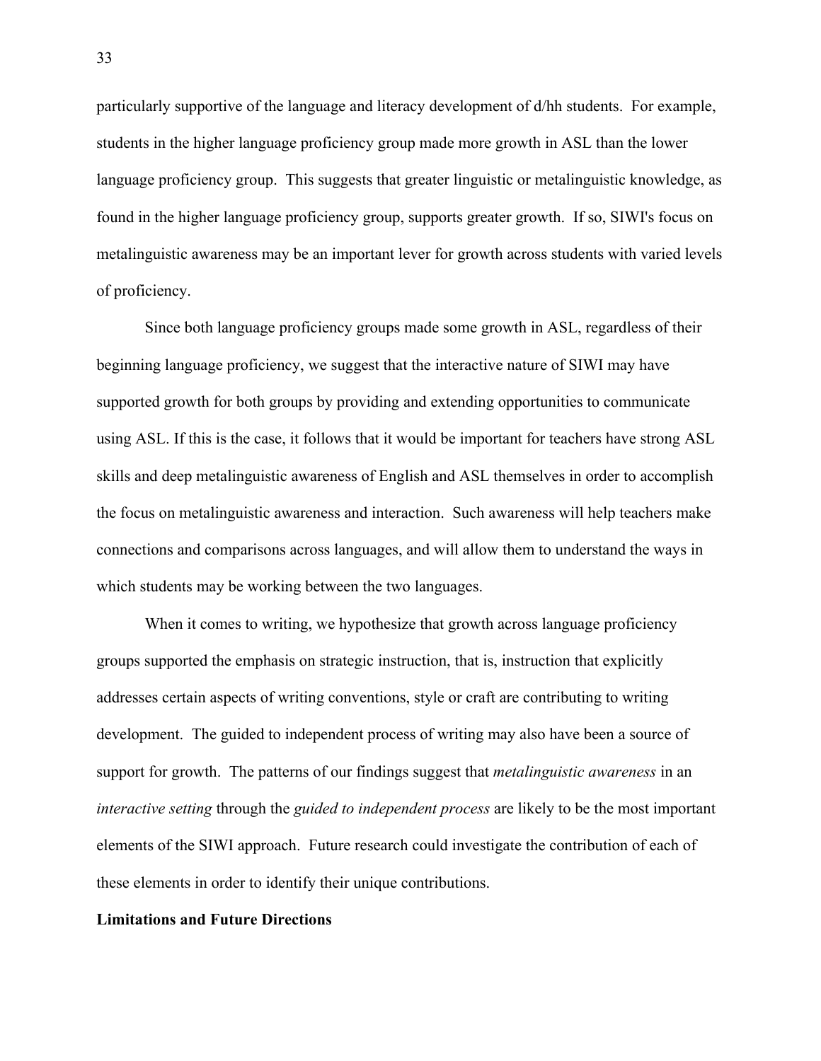particularly supportive of the language and literacy development of d/hh students. For example, students in the higher language proficiency group made more growth in ASL than the lower language proficiency group. This suggests that greater linguistic or metalinguistic knowledge, as found in the higher language proficiency group, supports greater growth. If so, SIWI's focus on metalinguistic awareness may be an important lever for growth across students with varied levels of proficiency.

Since both language proficiency groups made some growth in ASL, regardless of their beginning language proficiency, we suggest that the interactive nature of SIWI may have supported growth for both groups by providing and extending opportunities to communicate using ASL. If this is the case, it follows that it would be important for teachers have strong ASL skills and deep metalinguistic awareness of English and ASL themselves in order to accomplish the focus on metalinguistic awareness and interaction. Such awareness will help teachers make connections and comparisons across languages, and will allow them to understand the ways in which students may be working between the two languages.

When it comes to writing, we hypothesize that growth across language proficiency groups supported the emphasis on strategic instruction, that is, instruction that explicitly addresses certain aspects of writing conventions, style or craft are contributing to writing development. The guided to independent process of writing may also have been a source of support for growth. The patterns of our findings suggest that *metalinguistic awareness* in an *interactive setting* through the *guided to independent process* are likely to be the most important elements of the SIWI approach. Future research could investigate the contribution of each of these elements in order to identify their unique contributions.

**Limitations and Future Directions**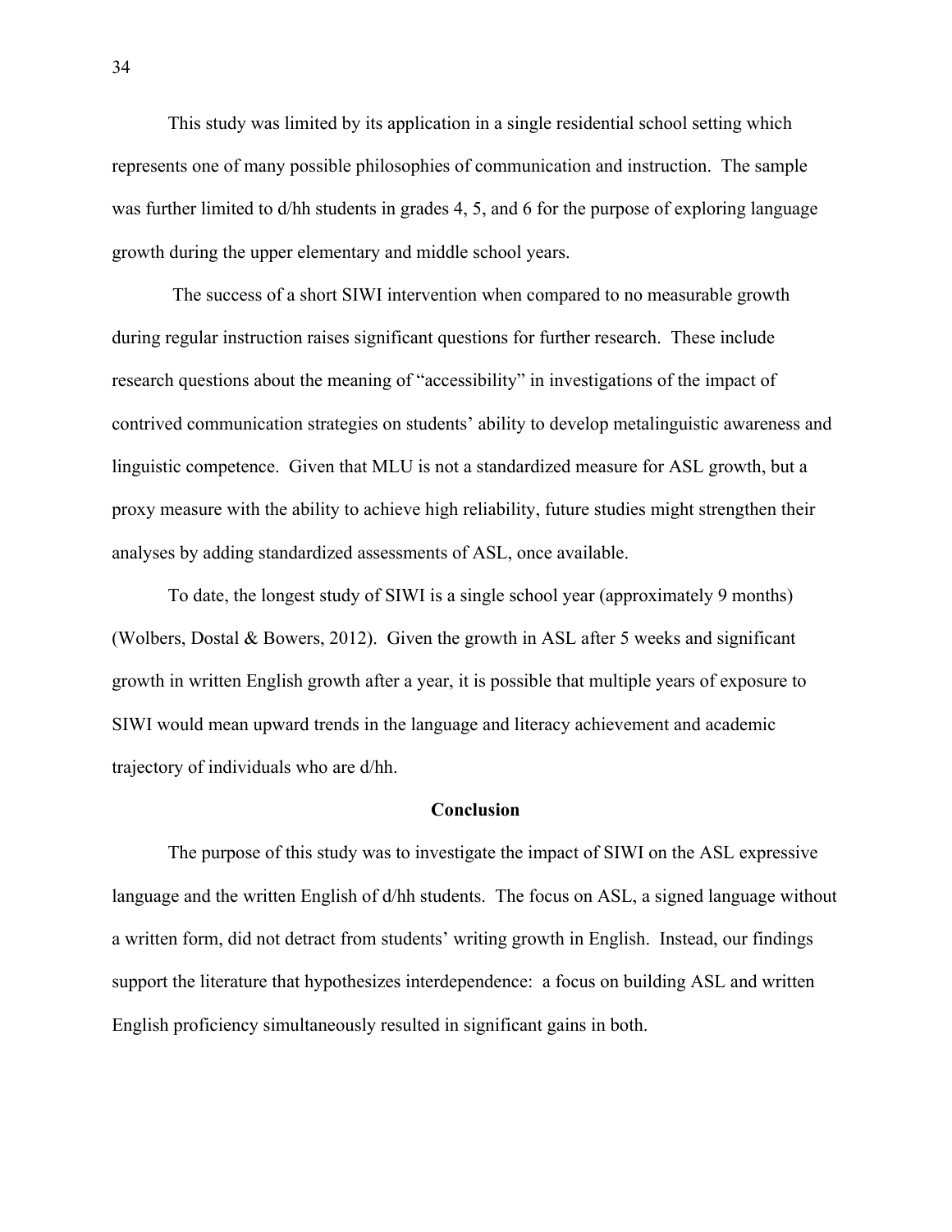This study was limited by its application in a single residential school setting which represents one of many possible philosophies of communication and instruction. The sample was further limited to d/hh students in grades 4, 5, and 6 for the purpose of exploring language growth during the upper elementary and middle school years.

The success of a short SIWI intervention when compared to no measurable growth during regular instruction raises significant questions for further research. These include research questions about the meaning of "accessibility" in investigations of the impact of contrived communication strategies on students' ability to develop metalinguistic awareness and linguistic competence. Given that MLU is not a standardized measure for ASL growth, but a proxy measure with the ability to achieve high reliability, future studies might strengthen their analyses by adding standardized assessments of ASL, once available.

To date, the longest study of SIWI is a single school year (approximately 9 months) (Wolbers, Dostal & Bowers, 2012). Given the growth in ASL after 5 weeks and significant growth in written English growth after a year, it is possible that multiple years of exposure to SIWI would mean upward trends in the language and literacy achievement and academic trajectory of individuals who are d/hh.

## Conclusion

The purpose of this study was to investigate the impact of SIWI on the ASL expressive language and the written English of d/hh students. The focus on ASL, a signed language without a written form, did not detract from students' writing growth in English. Instead, our findings support the literature that hypothesizes interdependence: a focus on building ASL and written English proficiency simultaneously resulted in significant gains in both.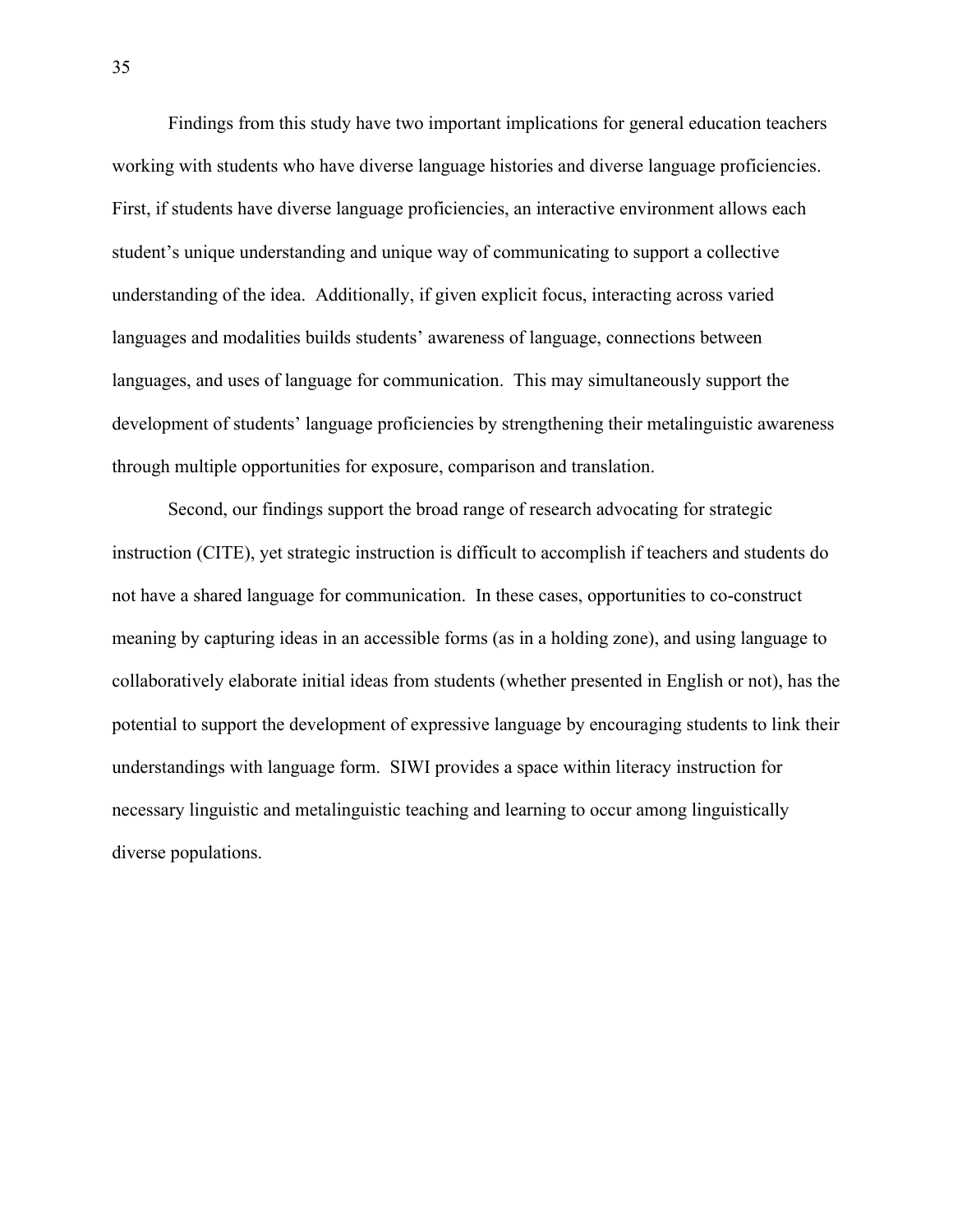Findings from this study have two important implications for general education teachers working with students who have diverse language histories and diverse language proficiencies. First, if students have diverse language proficiencies, an interactive environment allows each student's unique understanding and unique way of communicating to support a collective understanding of the idea. Additionally, if given explicit focus, interacting across varied languages and modalities builds students' awareness of language, connections between languages, and uses of language for communication. This may simultaneously support the development of students' language proficiencies by strengthening their metalinguistic awareness through multiple opportunities for exposure, comparison and translation.

Second, our findings support the broad range of research advocating for strategic instruction (CITE), yet strategic instruction is difficult to accomplish if teachers and students do not have a shared language for communication. In these cases, opportunities to co-construct meaning by capturing ideas in an accessible forms (as in a holding zone), and using language to collaboratively elaborate initial ideas from students (whether presented in English or not), has the potential to support the development of expressive language by encouraging students to link their understandings with language form. SIWI provides a space within literacy instruction for necessary linguistic and metalinguistic teaching and learning to occur among linguistically diverse populations.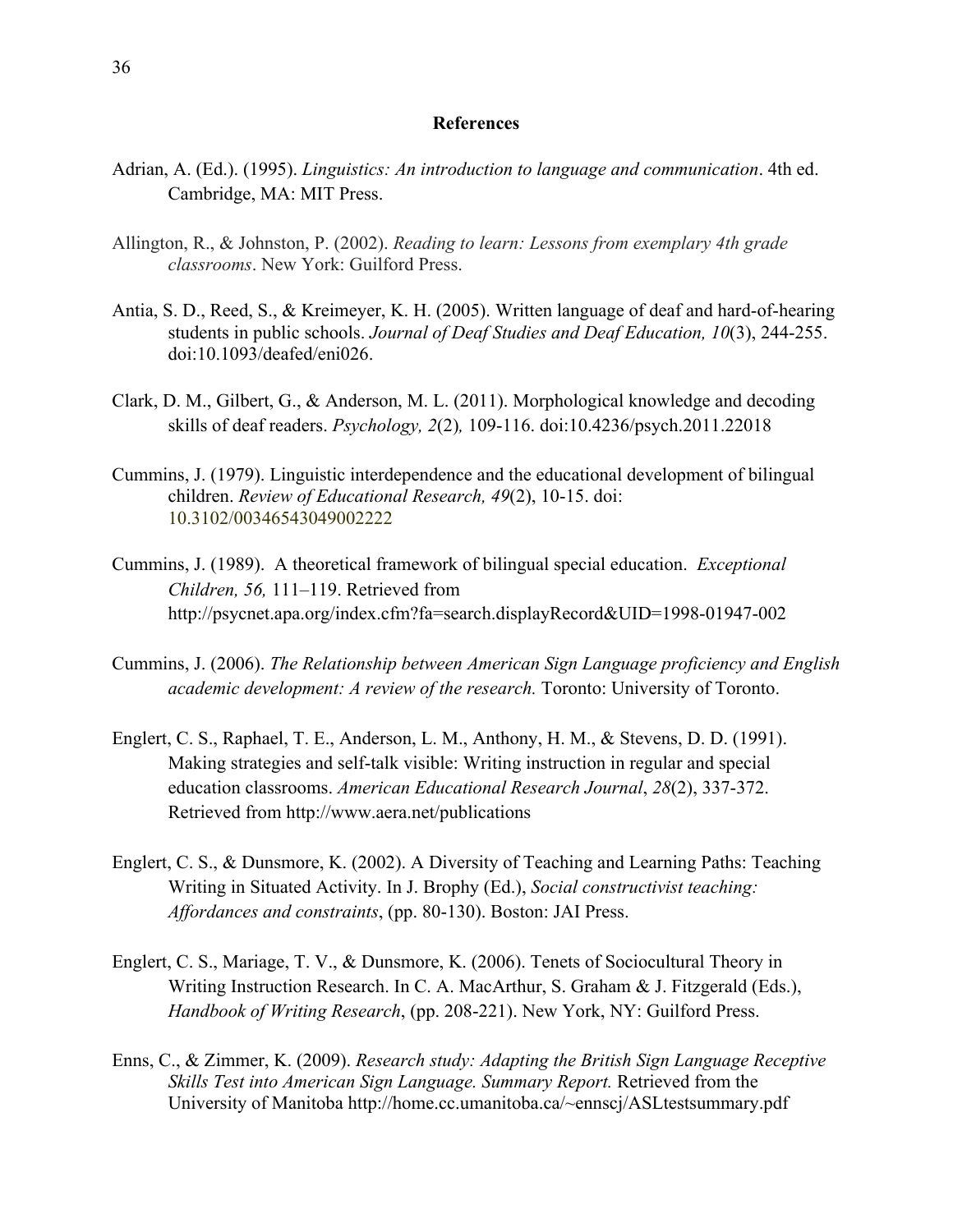## References

Adrian, A. (Ed.). (1995). *Linguistics: An introduction to language and communication*. 4th ed. Cambridge, MA: MIT Press.

Allington, R., & Johnston, P. (2002). *Reading to learn: Lessons from exemplary 4th grade classrooms*. New York: Guilford Press.

Antia, S. D., Reed, S., & Kreimeyer, K. H. (2005). Written language of deaf and hard-of-hearing students in public schools. *Journal of Deaf Studies and Deaf Education, 10*(3), 244-255. doi:10.1093/deafed/eni026.

Clark, D. M., Gilbert, G., & Anderson, M. L. (2011). Morphological knowledge and decoding skills of deaf readers. *Psychology, 2*(2)*,* 109-116. doi:10.4236/psych.2011.22018

Cummins, J. (1979). Linguistic interdependence and the educational development of bilingual children. *Review of Educational Research, 49*(2), 10-15. doi: 10.3102/00346543049002222

Cummins, J. (1989). A theoretical framework of bilingual special education. *Exceptional Children, 56,* 111–119. Retrieved from http://psycnet.apa.org/index.cfm?fa=search.displayRecord&UID=1998-01947-002

Cummins, J. (2006). *The Relationship between American Sign Language proficiency and English academic development: A review of the research.* Toronto: University of Toronto.

Englert, C. S., Raphael, T. E., Anderson, L. M., Anthony, H. M., & Stevens, D. D. (1991). Making strategies and self-talk visible: Writing instruction in regular and special education classrooms. *American Educational Research Journal*, *28*(2), 337-372. Retrieved from http://www.aera.net/publications

Englert, C. S., & Dunsmore, K. (2002). A Diversity of Teaching and Learning Paths: Teaching Writing in Situated Activity. In J. Brophy (Ed.), *Social constructivist teaching: Affordances and constraints*, (pp. 80-130). Boston: JAI Press.

Englert, C. S., Mariage, T. V., & Dunsmore, K. (2006). Tenets of Sociocultural Theory in Writing Instruction Research. In C. A. MacArthur, S. Graham & J. Fitzgerald (Eds.), *Handbook of Writing Research*, (pp. 208-221). New York, NY: Guilford Press.

Enns, C., & Zimmer, K. (2009). *Research study: Adapting the British Sign Language Receptive Skills Test into American Sign Language. Summary Report.* Retrieved from the University of Manitoba http://home.cc.umanitoba.ca/~ennscj/ASLtestsummary.pdf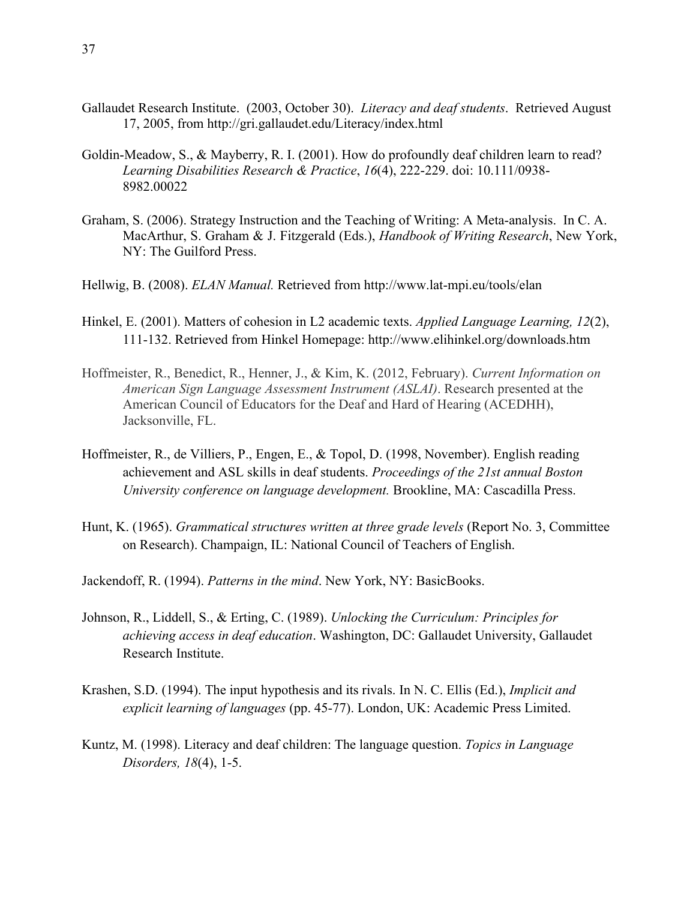Gallaudet Research Institute. (2003, October 30). *Literacy and deaf students*. Retrieved August 17, 2005, from http://gri.gallaudet.edu/Literacy/index.html

Goldin-Meadow, S., & Mayberry, R. I. (2001). How do profoundly deaf children learn to read? *Learning Disabilities Research & Practice*, *16*(4), 222-229. doi: 10.111/0938-8982.00022

Graham, S. (2006). Strategy Instruction and the Teaching of Writing: A Meta-analysis. In C. A. MacArthur, S. Graham & J. Fitzgerald (Eds.), *Handbook of Writing Research*, New York, NY: The Guilford Press.

Hellwig, B. (2008). *ELAN Manual.* Retrieved from http://www.lat-mpi.eu/tools/elan

Hinkel, E. (2001). Matters of cohesion in L2 academic texts. *Applied Language Learning, 12*(2), 111-132. Retrieved from Hinkel Homepage: http://www.elihinkel.org/downloads.htm

Hoffmeister, R., Benedict, R., Henner, J., & Kim, K. (2012, February). *Current Information on American Sign Language Assessment Instrument (ASLAI)*. Research presented at the American Council of Educators for the Deaf and Hard of Hearing (ACEDHH), Jacksonville, FL.

Hoffmeister, R., de Villiers, P., Engen, E., & Topol, D. (1998, November). English reading achievement and ASL skills in deaf students. *Proceedings of the 21st annual Boston University conference on language development.* Brookline, MA: Cascadilla Press.

Hunt, K. (1965). *Grammatical structures written at three grade levels* (Report No. 3, Committee on Research). Champaign, IL: National Council of Teachers of English.

Jackendoff, R. (1994). *Patterns in the mind*. New York, NY: BasicBooks.

Johnson, R., Liddell, S., & Erting, C. (1989). *Unlocking the Curriculum: Principles for achieving access in deaf education*. Washington, DC: Gallaudet University, Gallaudet Research Institute.

Krashen, S.D. (1994). The input hypothesis and its rivals. In N. C. Ellis (Ed.), *Implicit and explicit learning of languages* (pp. 45-77). London, UK: Academic Press Limited.

Kuntz, M. (1998). Literacy and deaf children: The language question. *Topics in Language Disorders, 18*(4), 1-5.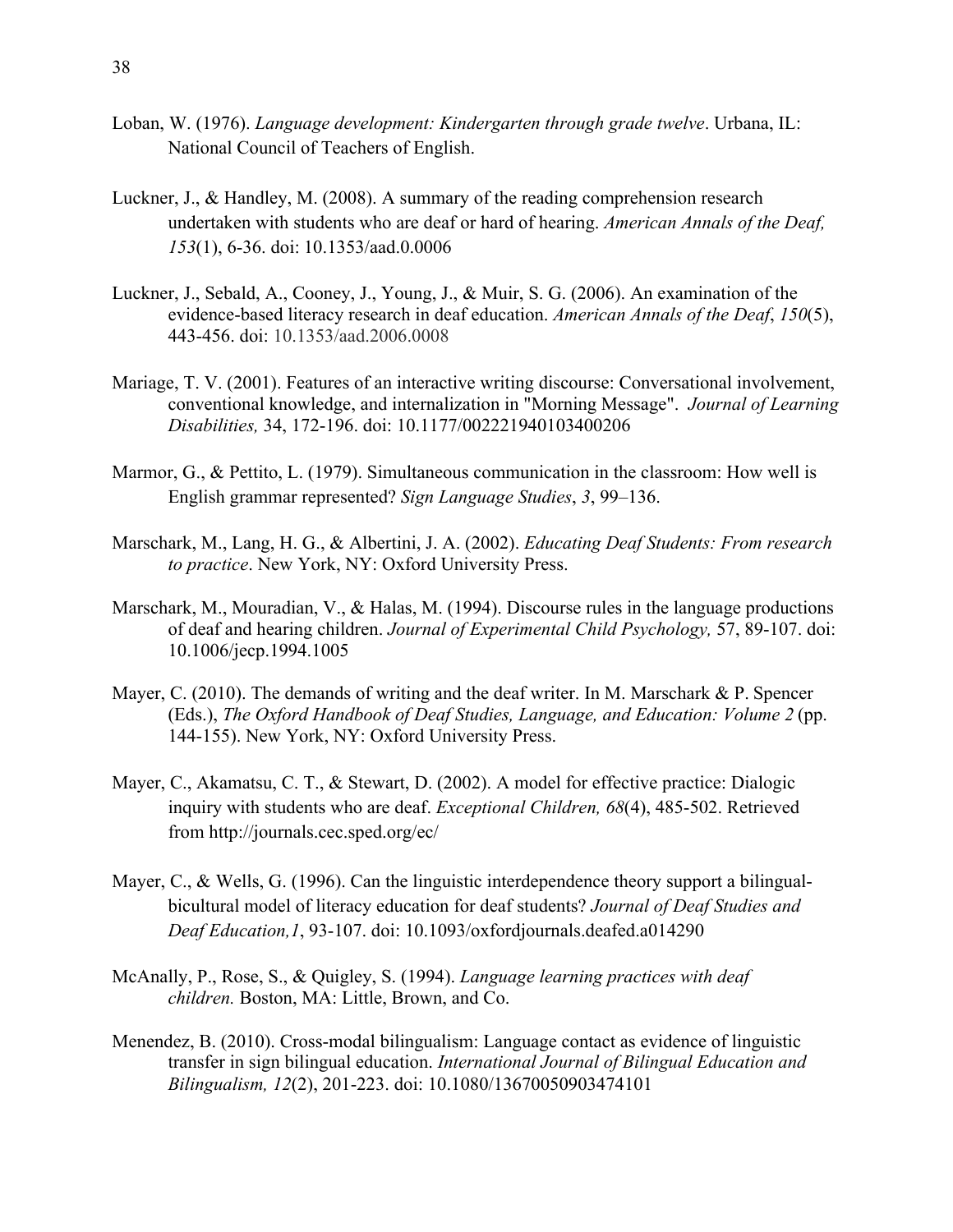Loban, W. (1976). *Language development: Kindergarten through grade twelve*. Urbana, IL: National Council of Teachers of English.

Luckner, J., & Handley, M. (2008). A summary of the reading comprehension research undertaken with students who are deaf or hard of hearing. *American Annals of the Deaf, 153*(1), 6-36. doi: 10.1353/aad.0.0006

Luckner, J., Sebald, A., Cooney, J., Young, J., & Muir, S. G. (2006). An examination of the evidence-based literacy research in deaf education. *American Annals of the Deaf*, *150*(5), 443-456. doi: 10.1353/aad.2006.0008

Mariage, T. V. (2001). Features of an interactive writing discourse: Conversational involvement, conventional knowledge, and internalization in "Morning Message". *Journal of Learning Disabilities,* 34, 172-196. doi: 10.1177/002221940103400206

Marmor, G., & Pettito, L. (1979). Simultaneous communication in the classroom: How well is English grammar represented? *Sign Language Studies*, *3*, 99–136.

Marschark, M., Lang, H. G., & Albertini, J. A. (2002). *Educating Deaf Students: From research to practice*. New York, NY: Oxford University Press.

Marschark, M., Mouradian, V., & Halas, M. (1994). Discourse rules in the language productions of deaf and hearing children. *Journal of Experimental Child Psychology,* 57, 89-107. doi: 10.1006/jecp.1994.1005

Mayer, C. (2010). The demands of writing and the deaf writer. In M. Marschark & P. Spencer (Eds.), *The Oxford Handbook of Deaf Studies, Language, and Education: Volume 2* (pp. 144-155). New York, NY: Oxford University Press.

Mayer, C., Akamatsu, C. T., & Stewart, D. (2002). A model for effective practice: Dialogic inquiry with students who are deaf. *Exceptional Children, 68*(4), 485-502. Retrieved from http://journals.cec.sped.org/ec/

Mayer, C., & Wells, G. (1996). Can the linguistic interdependence theory support a bilingual-bicultural model of literacy education for deaf students? *Journal of Deaf Studies and Deaf Education,1*, 93-107. doi: 10.1093/oxfordjournals.deafed.a014290

McAnally, P., Rose, S., & Quigley, S. (1994). *Language learning practices with deaf children.* Boston, MA: Little, Brown, and Co.

Menendez, B. (2010). Cross-modal bilingualism: Language contact as evidence of linguistic transfer in sign bilingual education. *International Journal of Bilingual Education and Bilingualism, 12*(2), 201-223. doi: 10.1080/13670050903474101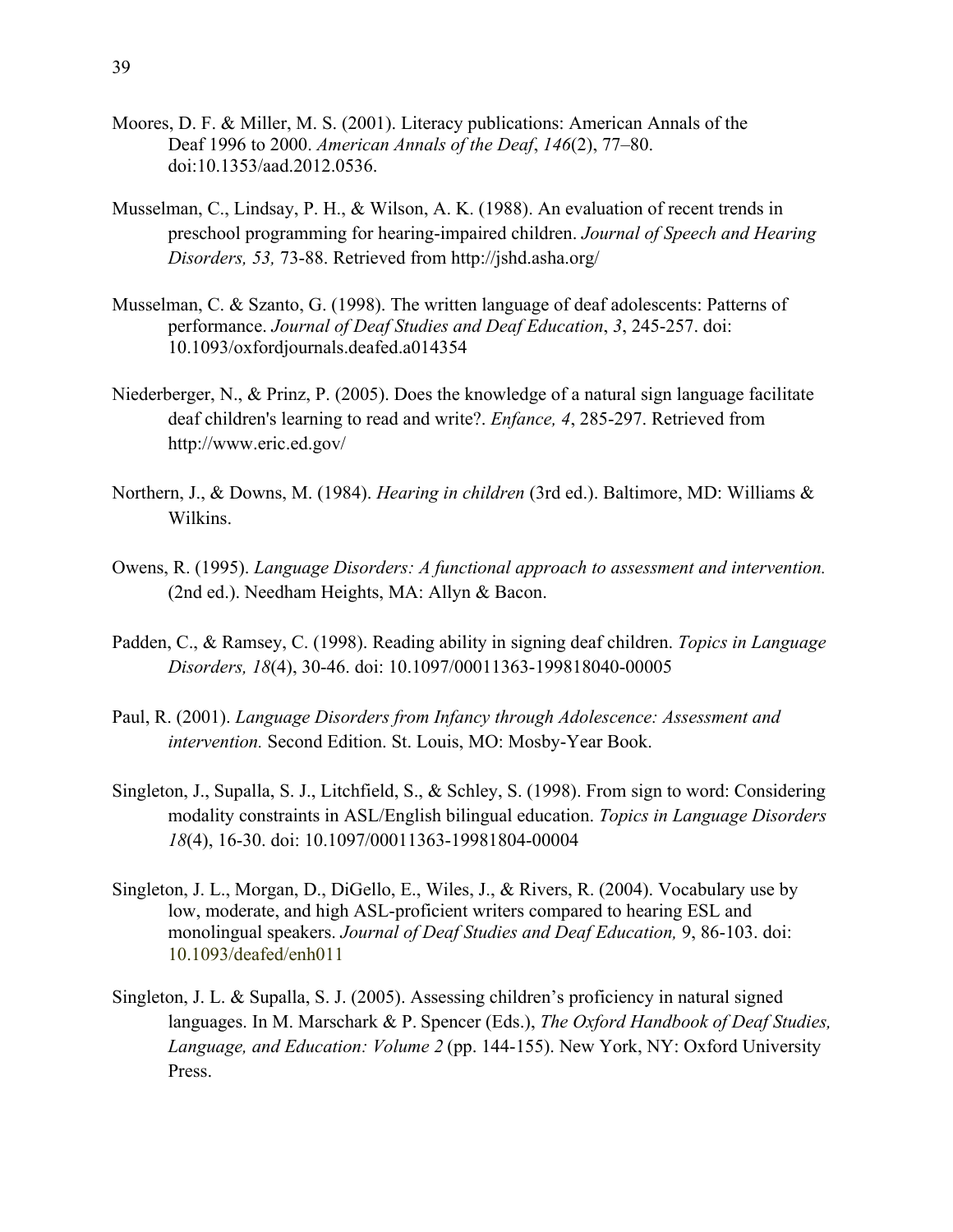Moores, D. F. & Miller, M. S. (2001). Literacy publications: American Annals of the Deaf 1996 to 2000. *American Annals of the Deaf*, *146*(2), 77–80. doi:10.1353/aad.2012.0536.

Musselman, C., Lindsay, P. H., & Wilson, A. K. (1988). An evaluation of recent trends in preschool programming for hearing-impaired children. *Journal of Speech and Hearing Disorders, 53,* 73-88. Retrieved from http://jshd.asha.org/

Musselman, C. & Szanto, G. (1998). The written language of deaf adolescents: Patterns of performance. *Journal of Deaf Studies and Deaf Education*, *3*, 245-257. doi: 10.1093/oxfordjournals.deafed.a014354

Niederberger, N., & Prinz, P. (2005). Does the knowledge of a natural sign language facilitate deaf children's learning to read and write?. *Enfance, 4*, 285-297. Retrieved from http://www.eric.ed.gov/

Northern, J., & Downs, M. (1984). *Hearing in children* (3rd ed.). Baltimore, MD: Williams & Wilkins.

Owens, R. (1995). *Language Disorders: A functional approach to assessment and intervention.* (2nd ed.). Needham Heights, MA: Allyn & Bacon.

Padden, C., & Ramsey, C. (1998). Reading ability in signing deaf children. *Topics in Language Disorders, 18*(4), 30-46. doi: 10.1097/00011363-199818040-00005

Paul, R. (2001). *Language Disorders from Infancy through Adolescence: Assessment and intervention.* Second Edition. St. Louis, MO: Mosby-Year Book.

Singleton, J., Supalla, S. J., Litchfield, S., & Schley, S. (1998). From sign to word: Considering modality constraints in ASL/English bilingual education. *Topics in Language Disorders 18*(4), 16-30. doi: 10.1097/00011363-19981804-00004

Singleton, J. L., Morgan, D., DiGello, E., Wiles, J., & Rivers, R. (2004). Vocabulary use by low, moderate, and high ASL-proficient writers compared to hearing ESL and monolingual speakers. *Journal of Deaf Studies and Deaf Education,* 9, 86-103. doi: 10.1093/deafed/enh011

Singleton, J. L. & Supalla, S. J. (2005). Assessing children's proficiency in natural signed languages. In M. Marschark & P. Spencer (Eds.), *The Oxford Handbook of Deaf Studies, Language, and Education: Volume 2* (pp. 144-155). New York, NY: Oxford University Press.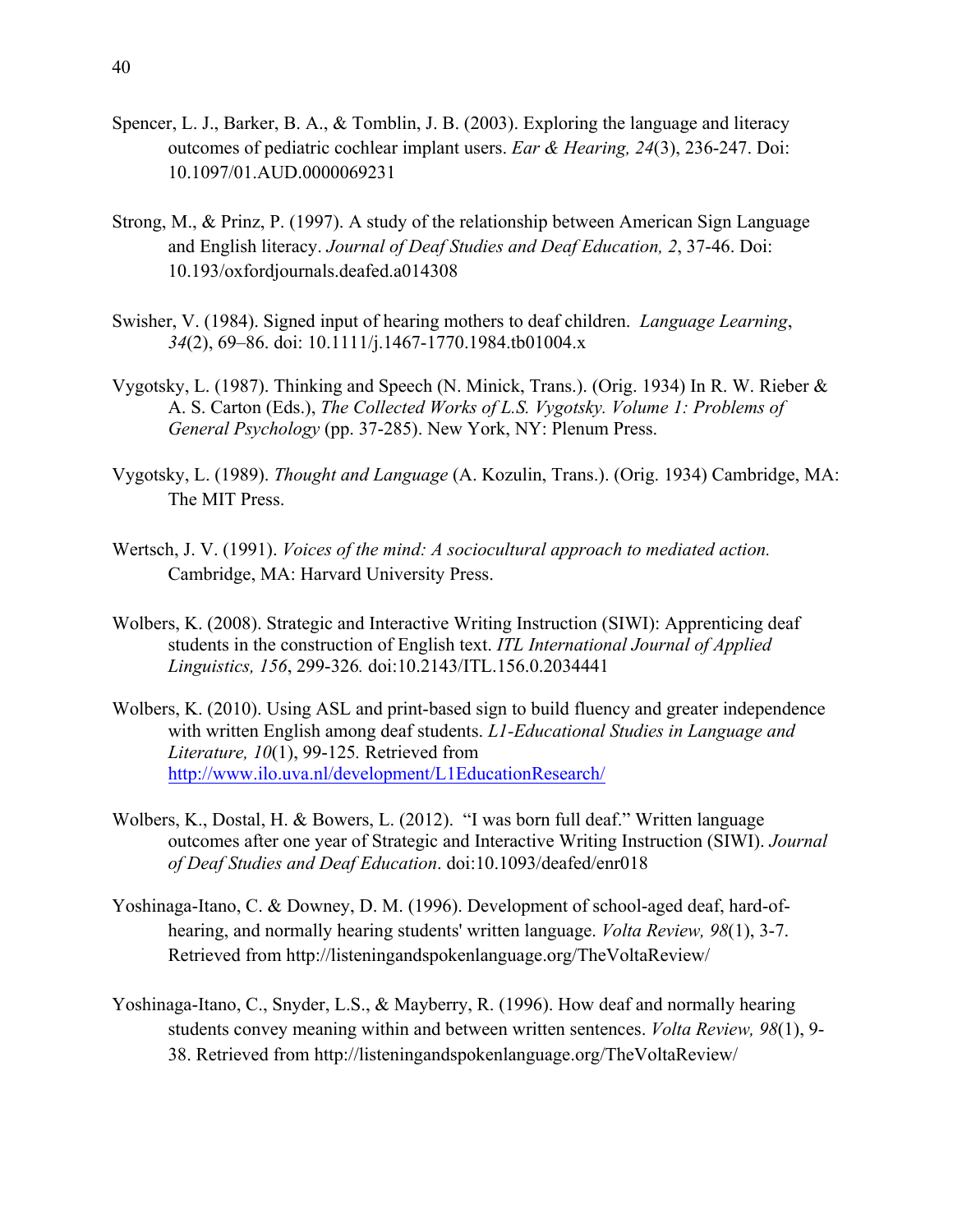Spencer, L. J., Barker, B. A., & Tomblin, J. B. (2003). Exploring the language and literacy outcomes of pediatric cochlear implant users. *Ear & Hearing, 24*(3), 236-247. Doi: 10.1097/01.AUD.0000069231

Strong, M., & Prinz, P. (1997). A study of the relationship between American Sign Language and English literacy. *Journal of Deaf Studies and Deaf Education, 2*, 37-46. Doi: 10.193/oxfordjournals.deafed.a014308

Swisher, V. (1984). Signed input of hearing mothers to deaf children. *Language Learning*, *34*(2), 69–86. doi: 10.1111/j.1467-1770.1984.tb01004.x

Vygotsky, L. (1987). Thinking and Speech (N. Minick, Trans.). (Orig. 1934) In R. W. Rieber & A. S. Carton (Eds.), *The Collected Works of L.S. Vygotsky. Volume 1: Problems of General Psychology* (pp. 37-285). New York, NY: Plenum Press.

Vygotsky, L. (1989). *Thought and Language* (A. Kozulin, Trans.). (Orig. 1934) Cambridge, MA: The MIT Press.

Wertsch, J. V. (1991). *Voices of the mind: A sociocultural approach to mediated action.* Cambridge, MA: Harvard University Press.

Wolbers, K. (2008). Strategic and Interactive Writing Instruction (SIWI): Apprenticing deaf students in the construction of English text. *ITL International Journal of Applied Linguistics, 156*, 299-326*.* doi:10.2143/ITL.156.0.2034441

Wolbers, K. (2010). Using ASL and print-based sign to build fluency and greater independence with written English among deaf students. *L1-Educational Studies in Language and Literature, 10*(1), 99-125*.* Retrieved from http://www.ilo.uva.nl/development/L1EducationResearch/

Wolbers, K., Dostal, H. & Bowers, L. (2012). "I was born full deaf." Written language outcomes after one year of Strategic and Interactive Writing Instruction (SIWI). *Journal of Deaf Studies and Deaf Education*. doi:10.1093/deafed/enr018

Yoshinaga-Itano, C. & Downey, D. M. (1996). Development of school-aged deaf, hard-of-hearing, and normally hearing students' written language. *Volta Review, 98*(1), 3-7. Retrieved from http://listeningandspokenlanguage.org/TheVoltaReview/

Yoshinaga-Itano, C., Snyder, L.S., & Mayberry, R. (1996). How deaf and normally hearing students convey meaning within and between written sentences. *Volta Review, 98*(1), 9-38. Retrieved from http://listeningandspokenlanguage.org/TheVoltaReview/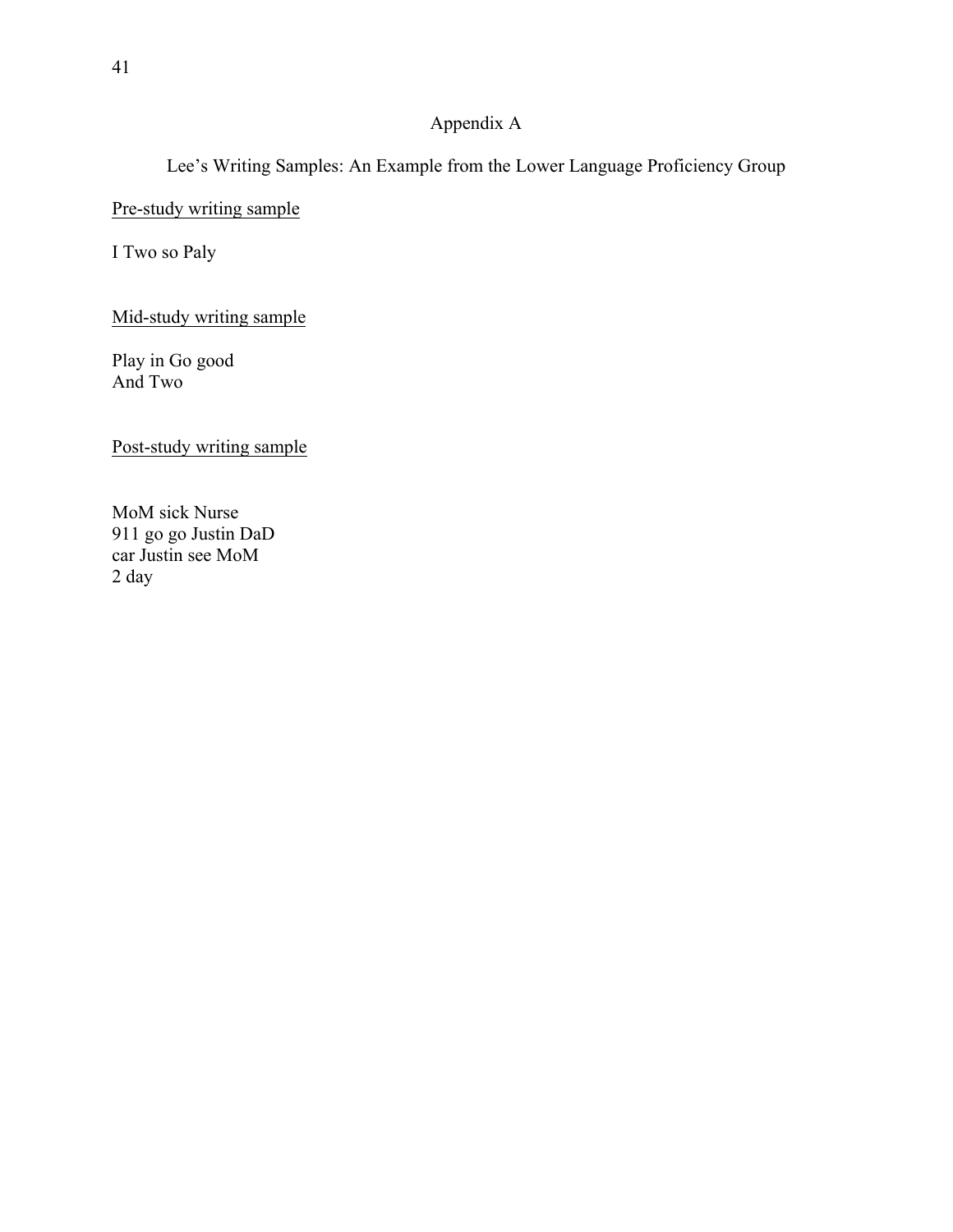# Appendix A

## Lee's Writing Samples: An Example from the Lower Language Proficiency Group

<u>Pre-study writing sample</u>

I Two so Paly

<u>Mid-study writing sample</u>

Play in Go good
And Two

<u>Post-study writing sample</u>

MoM sick Nurse
911 go go Justin DaD
car Justin see MoM
2 day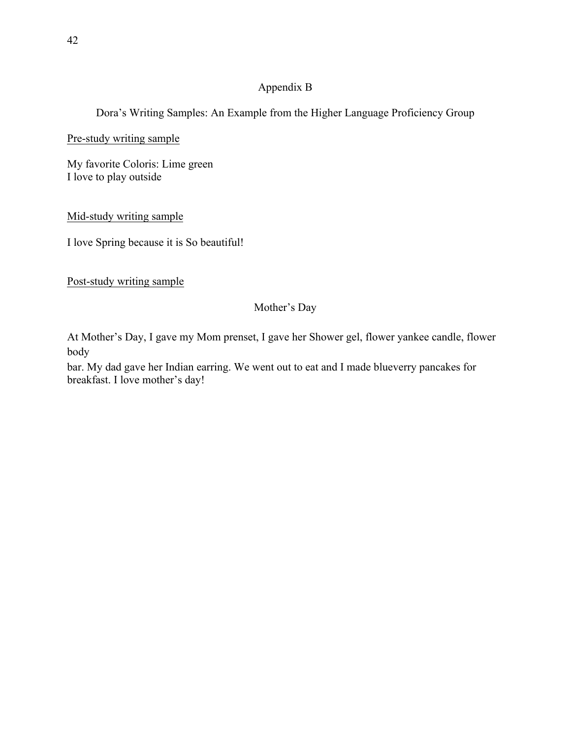# Appendix B

## Dora's Writing Samples: An Example from the Higher Language Proficiency Group

<u>Pre-study writing sample</u>

My favorite Coloris: Lime green
I love to play outside

<u>Mid-study writing sample</u>

I love Spring because it is So beautiful!

<u>Post-study writing sample</u>

Mother's Day

At Mother's Day, I gave my Mom prenset, I gave her Shower gel, flower yankee candle, flower body bar. My dad gave her Indian earring. We went out to eat and I made blueverry pancakes for breakfast. I love mother's day!